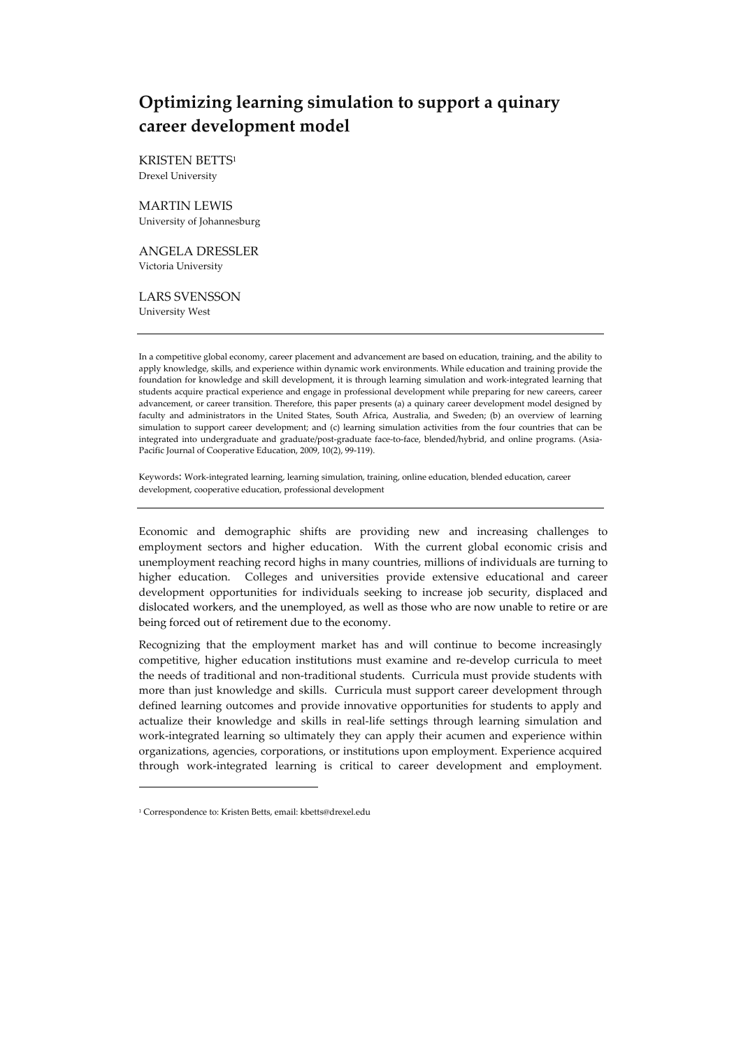# Optimizing learning simulation to support a quinary career development model

KRISTEN BETTS[1]
Drexel University

MARTIN LEWIS
University of Johannesburg

ANGELA DRESSLER
Victoria University

LARS SVENSSON
University West

---

In a competitive global economy, career placement and advancement are based on education, training, and the ability to apply knowledge, skills, and experience within dynamic work environments. While education and training provide the foundation for knowledge and skill development, it is through learning simulation and work-integrated learning that students acquire practical experience and engage in professional development while preparing for new careers, career advancement, or career transition. Therefore, this paper presents (a) a quinary career development model designed by faculty and administrators in the United States, South Africa, Australia, and Sweden; (b) an overview of learning simulation to support career development; and (c) learning simulation activities from the four countries that can be integrated into undergraduate and graduate/post-graduate face-to-face, blended/hybrid, and online programs. (Asia-Pacific Journal of Cooperative Education, 2009, 10(2), 99-119).

Keywords: Work-integrated learning, learning simulation, training, online education, blended education, career development, cooperative education, professional development

---

Economic and demographic shifts are providing new and increasing challenges to employment sectors and higher education. With the current global economic crisis and unemployment reaching record highs in many countries, millions of individuals are turning to higher education. Colleges and universities provide extensive educational and career development opportunities for individuals seeking to increase job security, displaced and dislocated workers, and the unemployed, as well as those who are now unable to retire or are being forced out of retirement due to the economy.

Recognizing that the employment market has and will continue to become increasingly competitive, higher education institutions must examine and re-develop curricula to meet the needs of traditional and non-traditional students. Curricula must provide students with more than just knowledge and skills. Curricula must support career development through defined learning outcomes and provide innovative opportunities for students to apply and actualize their knowledge and skills in real-life settings through learning simulation and work-integrated learning so ultimately they can apply their acumen and experience within organizations, agencies, corporations, or institutions upon employment. Experience acquired through work-integrated learning is critical to career development and employment.

---

[1] Correspondence to: Kristen Betts, email: kbetts@drexel.edu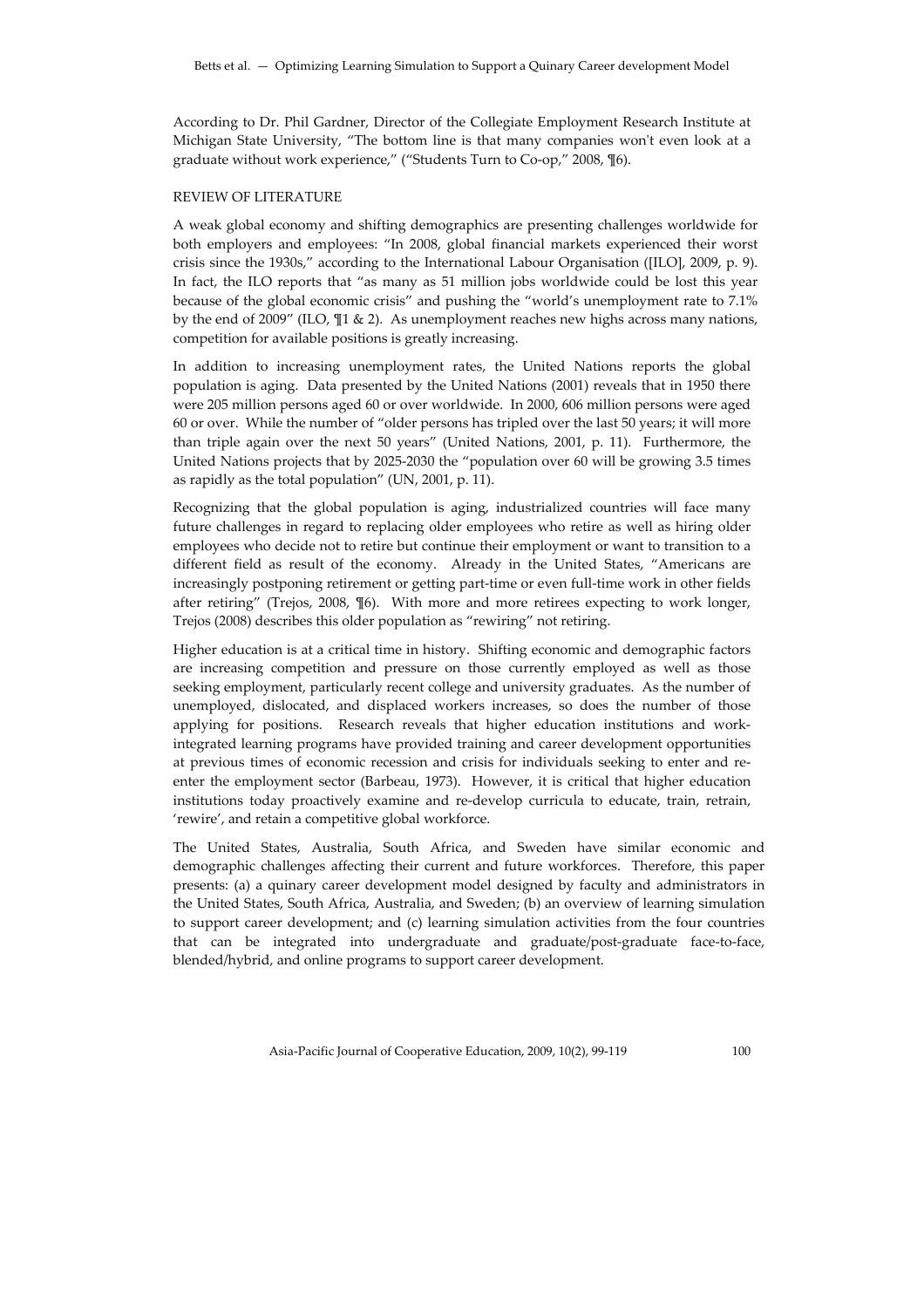According to Dr. Phil Gardner, Director of the Collegiate Employment Research Institute at Michigan State University, "The bottom line is that many companies won't even look at a graduate without work experience," ("Students Turn to Co-op," 2008, ¶6).

## REVIEW OF LITERATURE

A weak global economy and shifting demographics are presenting challenges worldwide for both employers and employees: "In 2008, global financial markets experienced their worst crisis since the 1930s," according to the International Labour Organisation ([ILO], 2009, p. 9). In fact, the ILO reports that "as many as 51 million jobs worldwide could be lost this year because of the global economic crisis" and pushing the "world's unemployment rate to 7.1% by the end of 2009" (ILO, ¶1 & 2). As unemployment reaches new highs across many nations, competition for available positions is greatly increasing.

In addition to increasing unemployment rates, the United Nations reports the global population is aging. Data presented by the United Nations (2001) reveals that in 1950 there were 205 million persons aged 60 or over worldwide. In 2000, 606 million persons were aged 60 or over. While the number of "older persons has tripled over the last 50 years; it will more than triple again over the next 50 years" (United Nations, 2001, p. 11). Furthermore, the United Nations projects that by 2025-2030 the "population over 60 will be growing 3.5 times as rapidly as the total population" (UN, 2001, p. 11).

Recognizing that the global population is aging, industrialized countries will face many future challenges in regard to replacing older employees who retire as well as hiring older employees who decide not to retire but continue their employment or want to transition to a different field as result of the economy. Already in the United States, "Americans are increasingly postponing retirement or getting part-time or even full-time work in other fields after retiring" (Trejos, 2008, ¶6). With more and more retirees expecting to work longer, Trejos (2008) describes this older population as "rewiring" not retiring.

Higher education is at a critical time in history. Shifting economic and demographic factors are increasing competition and pressure on those currently employed as well as those seeking employment, particularly recent college and university graduates. As the number of unemployed, dislocated, and displaced workers increases, so does the number of those applying for positions. Research reveals that higher education institutions and work-integrated learning programs have provided training and career development opportunities at previous times of economic recession and crisis for individuals seeking to enter and re-enter the employment sector (Barbeau, 1973). However, it is critical that higher education institutions today proactively examine and re-develop curricula to educate, train, retrain, 'rewire', and retain a competitive global workforce.

The United States, Australia, South Africa, and Sweden have similar economic and demographic challenges affecting their current and future workforces. Therefore, this paper presents: (a) a quinary career development model designed by faculty and administrators in the United States, South Africa, Australia, and Sweden; (b) an overview of learning simulation to support career development; and (c) learning simulation activities from the four countries that can be integrated into undergraduate and graduate/post-graduate face-to-face, blended/hybrid, and online programs to support career development.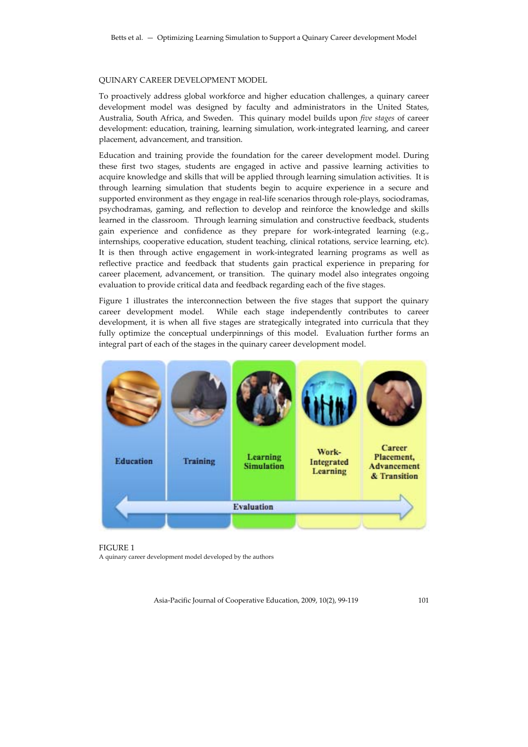## QUINARY CAREER DEVELOPMENT MODEL

To proactively address global workforce and higher education challenges, a quinary career development model was designed by faculty and administrators in the United States, Australia, South Africa, and Sweden. This quinary model builds upon *five stages* of career development: education, training, learning simulation, work-integrated learning, and career placement, advancement, and transition.

Education and training provide the foundation for the career development model. During these first two stages, students are engaged in active and passive learning activities to acquire knowledge and skills that will be applied through learning simulation activities. It is through learning simulation that students begin to acquire experience in a secure and supported environment as they engage in real-life scenarios through role-plays, sociodramas, psychodramas, gaming, and reflection to develop and reinforce the knowledge and skills learned in the classroom. Through learning simulation and constructive feedback, students gain experience and confidence as they prepare for work-integrated learning (e.g., internships, cooperative education, student teaching, clinical rotations, service learning, etc). It is then through active engagement in work-integrated learning programs as well as reflective practice and feedback that students gain practical experience in preparing for career placement, advancement, or transition. The quinary model also integrates ongoing evaluation to provide critical data and feedback regarding each of the five stages.

Figure 1 illustrates the interconnection between the five stages that support the quinary career development model. While each stage independently contributes to career development, it is when all five stages are strategically integrated into curricula that they fully optimize the conceptual underpinnings of this model. Evaluation further forms an integral part of each of the stages in the quinary career development model.

Education | Training | Learning Simulation | Work-Integrated Learning | Career Placement, Advancement & Transition

Evaluation

FIGURE 1
A quinary career development model developed by the authors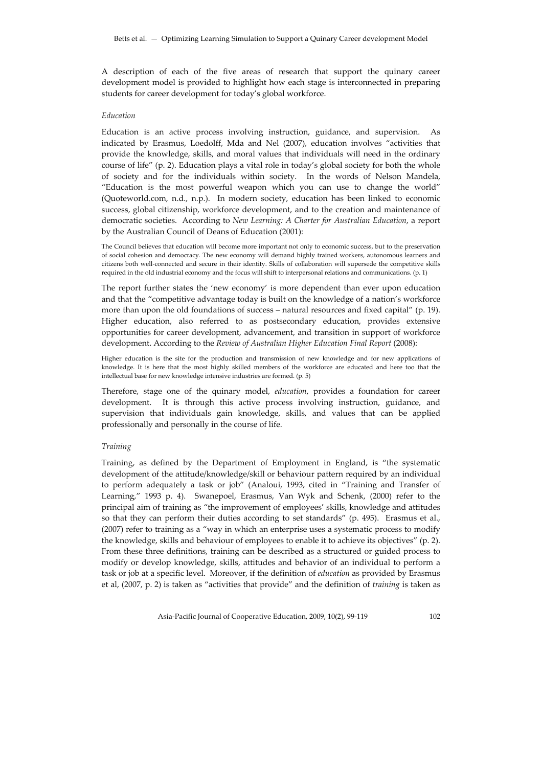A description of each of the five areas of research that support the quinary career development model is provided to highlight how each stage is interconnected in preparing students for career development for today's global workforce.

### *Education*

Education is an active process involving instruction, guidance, and supervision. As indicated by Erasmus, Loedolff, Mda and Nel (2007), education involves "activities that provide the knowledge, skills, and moral values that individuals will need in the ordinary course of life" (p. 2). Education plays a vital role in today's global society for both the whole of society and for the individuals within society. In the words of Nelson Mandela, "Education is the most powerful weapon which you can use to change the world" (Quoteworld.com, n.d., n.p.). In modern society, education has been linked to economic success, global citizenship, workforce development, and to the creation and maintenance of democratic societies. According to *New Learning: A Charter for Australian Education*, a report by the Australian Council of Deans of Education (2001):

> The Council believes that education will become more important not only to economic success, but to the preservation of social cohesion and democracy. The new economy will demand highly trained workers, autonomous learners and citizens both well-connected and secure in their identity. Skills of collaboration will supersede the competitive skills required in the old industrial economy and the focus will shift to interpersonal relations and communications. (p. 1)

The report further states the 'new economy' is more dependent than ever upon education and that the "competitive advantage today is built on the knowledge of a nation's workforce more than upon the old foundations of success – natural resources and fixed capital" (p. 19). Higher education, also referred to as postsecondary education, provides extensive opportunities for career development, advancement, and transition in support of workforce development. According to the *Review of Australian Higher Education Final Report* (2008):

> Higher education is the site for the production and transmission of new knowledge and for new applications of knowledge. It is here that the most highly skilled members of the workforce are educated and here too that the intellectual base for new knowledge intensive industries are formed. (p. 5)

Therefore, stage one of the quinary model, *education*, provides a foundation for career development. It is through this active process involving instruction, guidance, and supervision that individuals gain knowledge, skills, and values that can be applied professionally and personally in the course of life.

### *Training*

Training, as defined by the Department of Employment in England, is "the systematic development of the attitude/knowledge/skill or behaviour pattern required by an individual to perform adequately a task or job" (Analoui, 1993, cited in "Training and Transfer of Learning," 1993 p. 4). Swanepoel, Erasmus, Van Wyk and Schenk, (2000) refer to the principal aim of training as "the improvement of employees' skills, knowledge and attitudes so that they can perform their duties according to set standards" (p. 495). Erasmus et al., (2007) refer to training as a "way in which an enterprise uses a systematic process to modify the knowledge, skills and behaviour of employees to enable it to achieve its objectives" (p. 2). From these three definitions, training can be described as a structured or guided process to modify or develop knowledge, skills, attitudes and behavior of an individual to perform a task or job at a specific level. Moreover, if the definition of *education* as provided by Erasmus et al, (2007, p. 2) is taken as "activities that provide" and the definition of *training* is taken as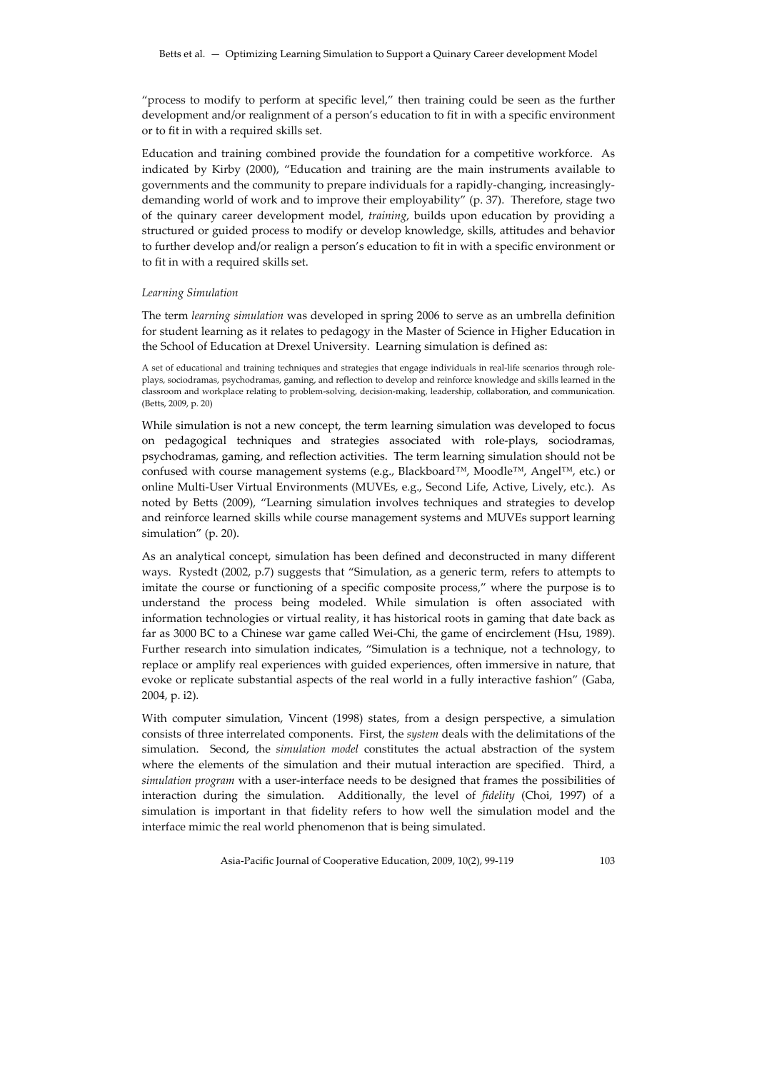"process to modify to perform at specific level," then training could be seen as the further development and/or realignment of a person's education to fit in with a specific environment or to fit in with a required skills set.

Education and training combined provide the foundation for a competitive workforce. As indicated by Kirby (2000), "Education and training are the main instruments available to governments and the community to prepare individuals for a rapidly-changing, increasingly-demanding world of work and to improve their employability" (p. 37). Therefore, stage two of the quinary career development model, *training*, builds upon education by providing a structured or guided process to modify or develop knowledge, skills, attitudes and behavior to further develop and/or realign a person's education to fit in with a specific environment or to fit in with a required skills set.

*Learning Simulation*

The term *learning simulation* was developed in spring 2006 to serve as an umbrella definition for student learning as it relates to pedagogy in the Master of Science in Higher Education in the School of Education at Drexel University. Learning simulation is defined as:

> A set of educational and training techniques and strategies that engage individuals in real-life scenarios through role-plays, sociodramas, psychodramas, gaming, and reflection to develop and reinforce knowledge and skills learned in the classroom and workplace relating to problem-solving, decision-making, leadership, collaboration, and communication. (Betts, 2009, p. 20)

While simulation is not a new concept, the term learning simulation was developed to focus on pedagogical techniques and strategies associated with role-plays, sociodramas, psychodramas, gaming, and reflection activities. The term learning simulation should not be confused with course management systems (e.g., Blackboard™, Moodle™, Angel™, etc.) or online Multi-User Virtual Environments (MUVEs, e.g., Second Life, Active, Lively, etc.). As noted by Betts (2009), "Learning simulation involves techniques and strategies to develop and reinforce learned skills while course management systems and MUVEs support learning simulation" (p. 20).

As an analytical concept, simulation has been defined and deconstructed in many different ways. Rystedt (2002, p.7) suggests that "Simulation, as a generic term, refers to attempts to imitate the course or functioning of a specific composite process," where the purpose is to understand the process being modeled. While simulation is often associated with information technologies or virtual reality, it has historical roots in gaming that date back as far as 3000 BC to a Chinese war game called Wei-Chi, the game of encirclement (Hsu, 1989). Further research into simulation indicates, "Simulation is a technique, not a technology, to replace or amplify real experiences with guided experiences, often immersive in nature, that evoke or replicate substantial aspects of the real world in a fully interactive fashion" (Gaba, 2004, p. i2).

With computer simulation, Vincent (1998) states, from a design perspective, a simulation consists of three interrelated components. First, the *system* deals with the delimitations of the simulation. Second, the *simulation model* constitutes the actual abstraction of the system where the elements of the simulation and their mutual interaction are specified. Third, a *simulation program* with a user-interface needs to be designed that frames the possibilities of interaction during the simulation. Additionally, the level of *fidelity* (Choi, 1997) of a simulation is important in that fidelity refers to how well the simulation model and the interface mimic the real world phenomenon that is being simulated.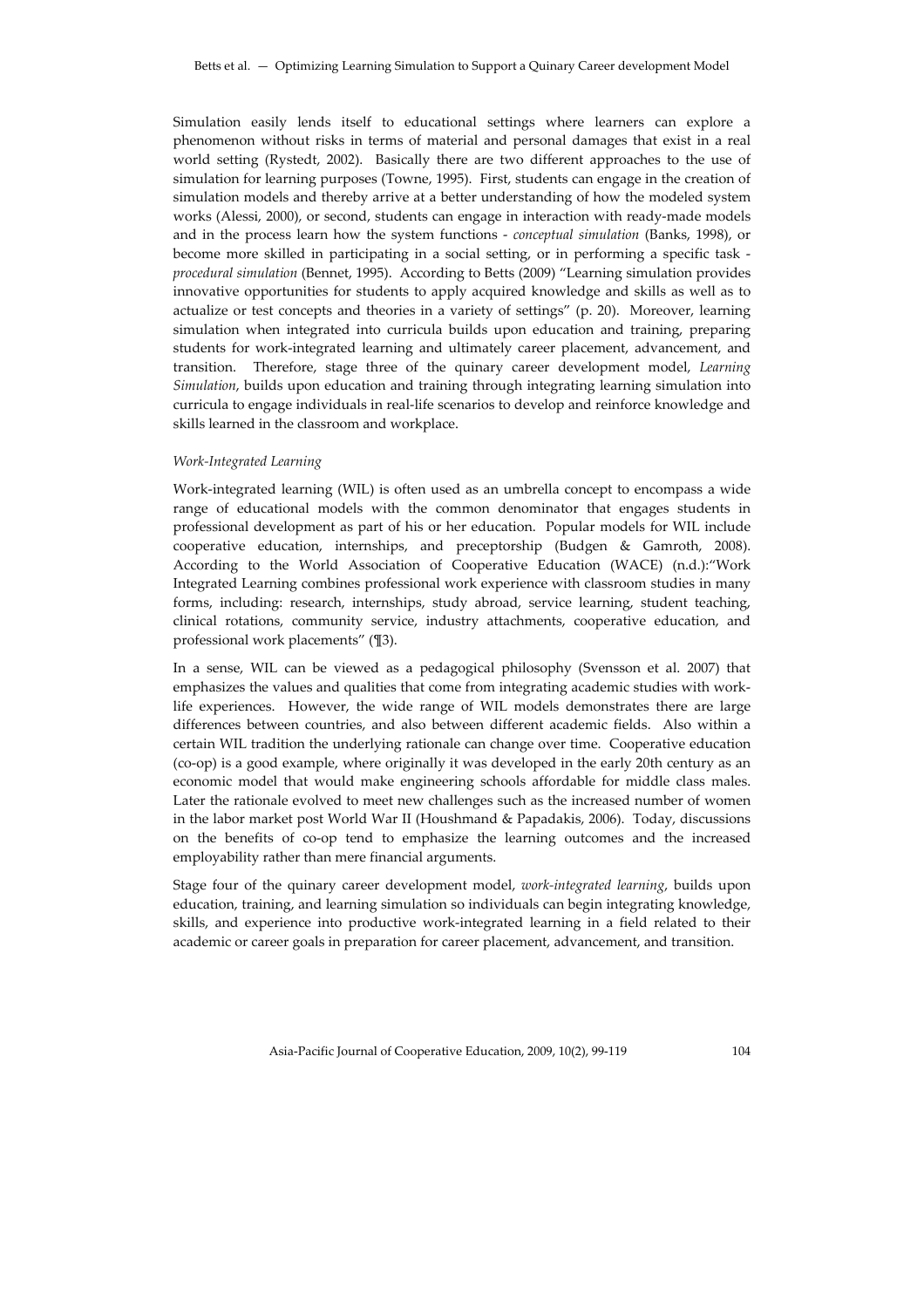Simulation easily lends itself to educational settings where learners can explore a phenomenon without risks in terms of material and personal damages that exist in a real world setting (Rystedt, 2002). Basically there are two different approaches to the use of simulation for learning purposes (Towne, 1995). First, students can engage in the creation of simulation models and thereby arrive at a better understanding of how the modeled system works (Alessi, 2000), or second, students can engage in interaction with ready-made models and in the process learn how the system functions - *conceptual simulation* (Banks, 1998), or become more skilled in participating in a social setting, or in performing a specific task - *procedural simulation* (Bennet, 1995). According to Betts (2009) "Learning simulation provides innovative opportunities for students to apply acquired knowledge and skills as well as to actualize or test concepts and theories in a variety of settings" (p. 20). Moreover, learning simulation when integrated into curricula builds upon education and training, preparing students for work-integrated learning and ultimately career placement, advancement, and transition. Therefore, stage three of the quinary career development model, *Learning Simulation*, builds upon education and training through integrating learning simulation into curricula to engage individuals in real-life scenarios to develop and reinforce knowledge and skills learned in the classroom and workplace.

### *Work-Integrated Learning*

Work-integrated learning (WIL) is often used as an umbrella concept to encompass a wide range of educational models with the common denominator that engages students in professional development as part of his or her education. Popular models for WIL include cooperative education, internships, and preceptorship (Budgen & Gamroth, 2008). According to the World Association of Cooperative Education (WACE) (n.d.):"Work Integrated Learning combines professional work experience with classroom studies in many forms, including: research, internships, study abroad, service learning, student teaching, clinical rotations, community service, industry attachments, cooperative education, and professional work placements" (¶3).

In a sense, WIL can be viewed as a pedagogical philosophy (Svensson et al. 2007) that emphasizes the values and qualities that come from integrating academic studies with work-life experiences. However, the wide range of WIL models demonstrates there are large differences between countries, and also between different academic fields. Also within a certain WIL tradition the underlying rationale can change over time. Cooperative education (co-op) is a good example, where originally it was developed in the early 20th century as an economic model that would make engineering schools affordable for middle class males. Later the rationale evolved to meet new challenges such as the increased number of women in the labor market post World War II (Houshmand & Papadakis, 2006). Today, discussions on the benefits of co-op tend to emphasize the learning outcomes and the increased employability rather than mere financial arguments.

Stage four of the quinary career development model, *work-integrated learning*, builds upon education, training, and learning simulation so individuals can begin integrating knowledge, skills, and experience into productive work-integrated learning in a field related to their academic or career goals in preparation for career placement, advancement, and transition.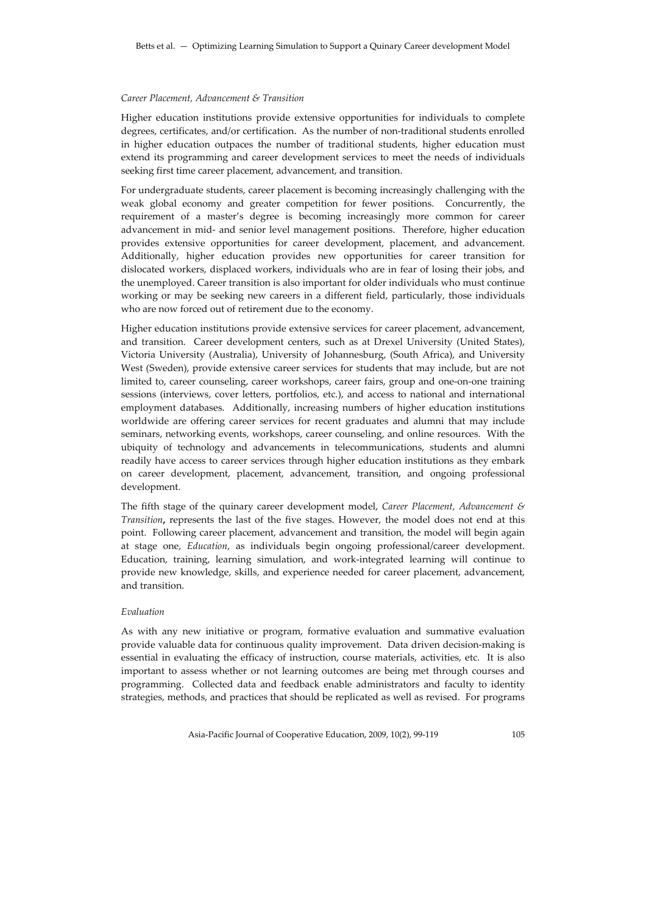### *Career Placement, Advancement & Transition*

Higher education institutions provide extensive opportunities for individuals to complete degrees, certificates, and/or certification. As the number of non-traditional students enrolled in higher education outpaces the number of traditional students, higher education must extend its programming and career development services to meet the needs of individuals seeking first time career placement, advancement, and transition.

For undergraduate students, career placement is becoming increasingly challenging with the weak global economy and greater competition for fewer positions. Concurrently, the requirement of a master's degree is becoming increasingly more common for career advancement in mid- and senior level management positions. Therefore, higher education provides extensive opportunities for career development, placement, and advancement. Additionally, higher education provides new opportunities for career transition for dislocated workers, displaced workers, individuals who are in fear of losing their jobs, and the unemployed. Career transition is also important for older individuals who must continue working or may be seeking new careers in a different field, particularly, those individuals who are now forced out of retirement due to the economy.

Higher education institutions provide extensive services for career placement, advancement, and transition. Career development centers, such as at Drexel University (United States), Victoria University (Australia), University of Johannesburg, (South Africa), and University West (Sweden), provide extensive career services for students that may include, but are not limited to, career counseling, career workshops, career fairs, group and one-on-one training sessions (interviews, cover letters, portfolios, etc.), and access to national and international employment databases. Additionally, increasing numbers of higher education institutions worldwide are offering career services for recent graduates and alumni that may include seminars, networking events, workshops, career counseling, and online resources. With the ubiquity of technology and advancements in telecommunications, students and alumni readily have access to career services through higher education institutions as they embark on career development, placement, advancement, transition, and ongoing professional development.

The fifth stage of the quinary career development model, *Career Placement, Advancement & Transition***,** represents the last of the five stages. However, the model does not end at this point. Following career placement, advancement and transition, the model will begin again at stage one, *Education*, as individuals begin ongoing professional/career development. Education, training, learning simulation, and work-integrated learning will continue to provide new knowledge, skills, and experience needed for career placement, advancement, and transition.

### *Evaluation*

As with any new initiative or program, formative evaluation and summative evaluation provide valuable data for continuous quality improvement. Data driven decision-making is essential in evaluating the efficacy of instruction, course materials, activities, etc. It is also important to assess whether or not learning outcomes are being met through courses and programming. Collected data and feedback enable administrators and faculty to identity strategies, methods, and practices that should be replicated as well as revised. For programs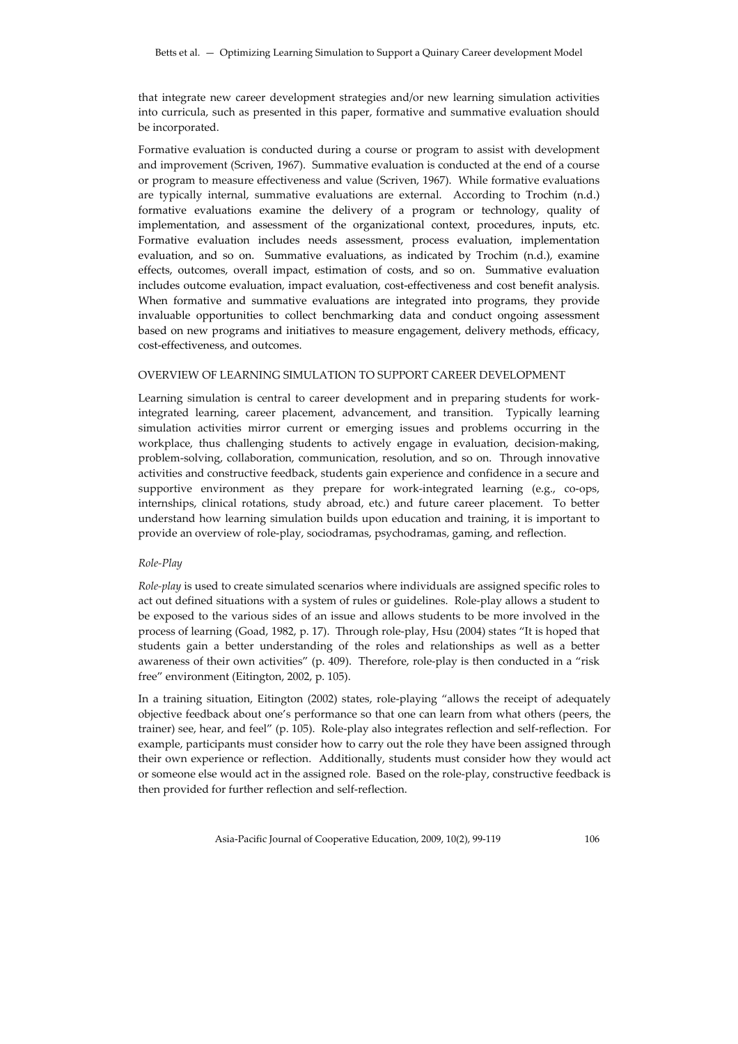that integrate new career development strategies and/or new learning simulation activities into curricula, such as presented in this paper, formative and summative evaluation should be incorporated.

Formative evaluation is conducted during a course or program to assist with development and improvement (Scriven, 1967). Summative evaluation is conducted at the end of a course or program to measure effectiveness and value (Scriven, 1967). While formative evaluations are typically internal, summative evaluations are external. According to Trochim (n.d.) formative evaluations examine the delivery of a program or technology, quality of implementation, and assessment of the organizational context, procedures, inputs, etc. Formative evaluation includes needs assessment, process evaluation, implementation evaluation, and so on. Summative evaluations, as indicated by Trochim (n.d.), examine effects, outcomes, overall impact, estimation of costs, and so on. Summative evaluation includes outcome evaluation, impact evaluation, cost-effectiveness and cost benefit analysis. When formative and summative evaluations are integrated into programs, they provide invaluable opportunities to collect benchmarking data and conduct ongoing assessment based on new programs and initiatives to measure engagement, delivery methods, efficacy, cost-effectiveness, and outcomes.

## OVERVIEW OF LEARNING SIMULATION TO SUPPORT CAREER DEVELOPMENT

Learning simulation is central to career development and in preparing students for work-integrated learning, career placement, advancement, and transition. Typically learning simulation activities mirror current or emerging issues and problems occurring in the workplace, thus challenging students to actively engage in evaluation, decision-making, problem-solving, collaboration, communication, resolution, and so on. Through innovative activities and constructive feedback, students gain experience and confidence in a secure and supportive environment as they prepare for work-integrated learning (e.g., co-ops, internships, clinical rotations, study abroad, etc.) and future career placement. To better understand how learning simulation builds upon education and training, it is important to provide an overview of role-play, sociodramas, psychodramas, gaming, and reflection.

### *Role-Play*

*Role-play* is used to create simulated scenarios where individuals are assigned specific roles to act out defined situations with a system of rules or guidelines. Role-play allows a student to be exposed to the various sides of an issue and allows students to be more involved in the process of learning (Goad, 1982, p. 17). Through role-play, Hsu (2004) states "It is hoped that students gain a better understanding of the roles and relationships as well as a better awareness of their own activities" (p. 409). Therefore, role-play is then conducted in a "risk free" environment (Eitington, 2002, p. 105).

In a training situation, Eitington (2002) states, role-playing "allows the receipt of adequately objective feedback about one's performance so that one can learn from what others (peers, the trainer) see, hear, and feel" (p. 105). Role-play also integrates reflection and self-reflection. For example, participants must consider how to carry out the role they have been assigned through their own experience or reflection. Additionally, students must consider how they would act or someone else would act in the assigned role. Based on the role-play, constructive feedback is then provided for further reflection and self-reflection.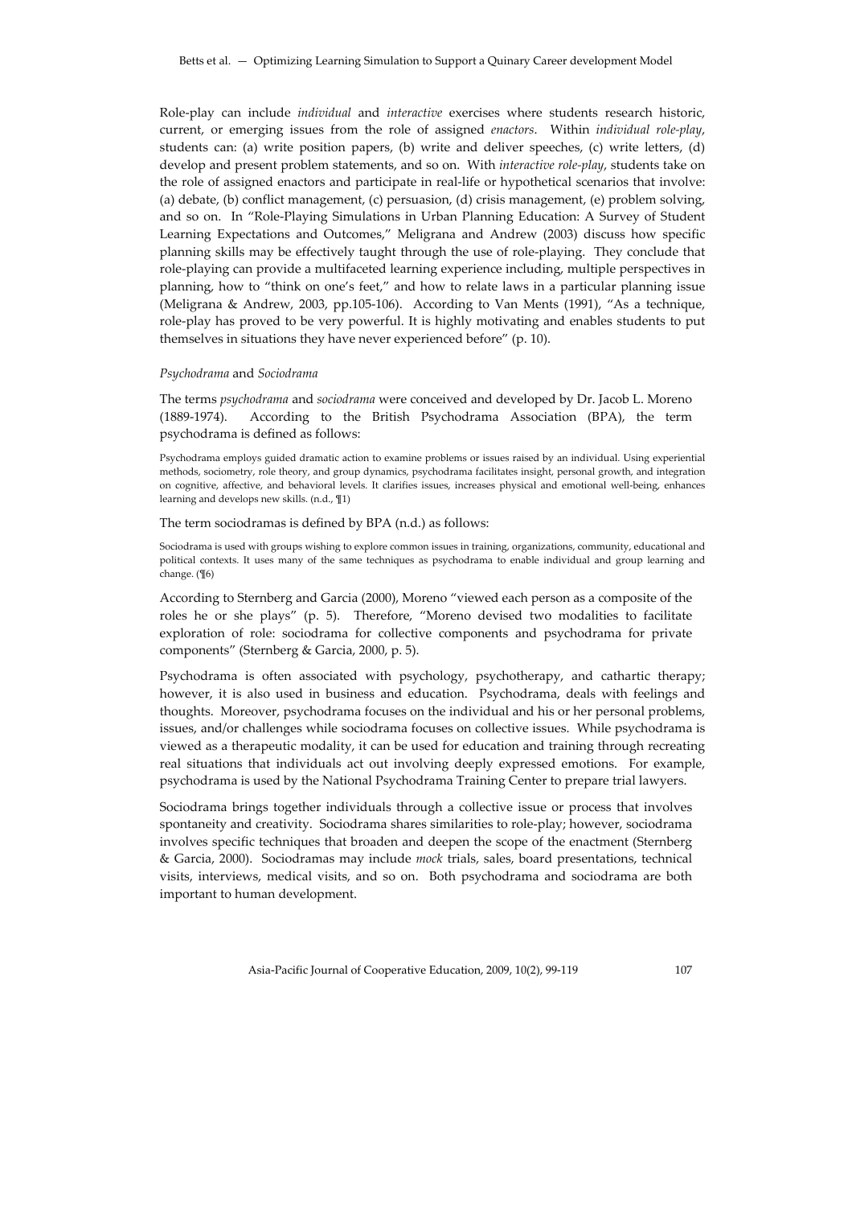Role-play can include *individual* and *interactive* exercises where students research historic, current, or emerging issues from the role of assigned *enactors*. Within *individual role-play*, students can: (a) write position papers, (b) write and deliver speeches, (c) write letters, (d) develop and present problem statements, and so on. With *interactive role-play*, students take on the role of assigned enactors and participate in real-life or hypothetical scenarios that involve: (a) debate, (b) conflict management, (c) persuasion, (d) crisis management, (e) problem solving, and so on. In "Role-Playing Simulations in Urban Planning Education: A Survey of Student Learning Expectations and Outcomes," Meligrana and Andrew (2003) discuss how specific planning skills may be effectively taught through the use of role-playing. They conclude that role-playing can provide a multifaceted learning experience including, multiple perspectives in planning, how to "think on one's feet," and how to relate laws in a particular planning issue (Meligrana & Andrew, 2003, pp.105-106). According to Van Ments (1991), "As a technique, role-play has proved to be very powerful. It is highly motivating and enables students to put themselves in situations they have never experienced before" (p. 10).

*Psychodrama* and *Sociodrama*

The terms *psychodrama* and *sociodrama* were conceived and developed by Dr. Jacob L. Moreno (1889-1974). According to the British Psychodrama Association (BPA), the term psychodrama is defined as follows:

> Psychodrama employs guided dramatic action to examine problems or issues raised by an individual. Using experiential methods, sociometry, role theory, and group dynamics, psychodrama facilitates insight, personal growth, and integration on cognitive, affective, and behavioral levels. It clarifies issues, increases physical and emotional well-being, enhances learning and develops new skills. (n.d., ¶1)

The term sociodramas is defined by BPA (n.d.) as follows:

> Sociodrama is used with groups wishing to explore common issues in training, organizations, community, educational and political contexts. It uses many of the same techniques as psychodrama to enable individual and group learning and change. (¶6)

According to Sternberg and Garcia (2000), Moreno "viewed each person as a composite of the roles he or she plays" (p. 5). Therefore, "Moreno devised two modalities to facilitate exploration of role: sociodrama for collective components and psychodrama for private components" (Sternberg & Garcia, 2000, p. 5).

Psychodrama is often associated with psychology, psychotherapy, and cathartic therapy; however, it is also used in business and education. Psychodrama, deals with feelings and thoughts. Moreover, psychodrama focuses on the individual and his or her personal problems, issues, and/or challenges while sociodrama focuses on collective issues. While psychodrama is viewed as a therapeutic modality, it can be used for education and training through recreating real situations that individuals act out involving deeply expressed emotions. For example, psychodrama is used by the National Psychodrama Training Center to prepare trial lawyers.

Sociodrama brings together individuals through a collective issue or process that involves spontaneity and creativity. Sociodrama shares similarities to role-play; however, sociodrama involves specific techniques that broaden and deepen the scope of the enactment (Sternberg & Garcia, 2000). Sociodramas may include *mock* trials, sales, board presentations, technical visits, interviews, medical visits, and so on. Both psychodrama and sociodrama are both important to human development.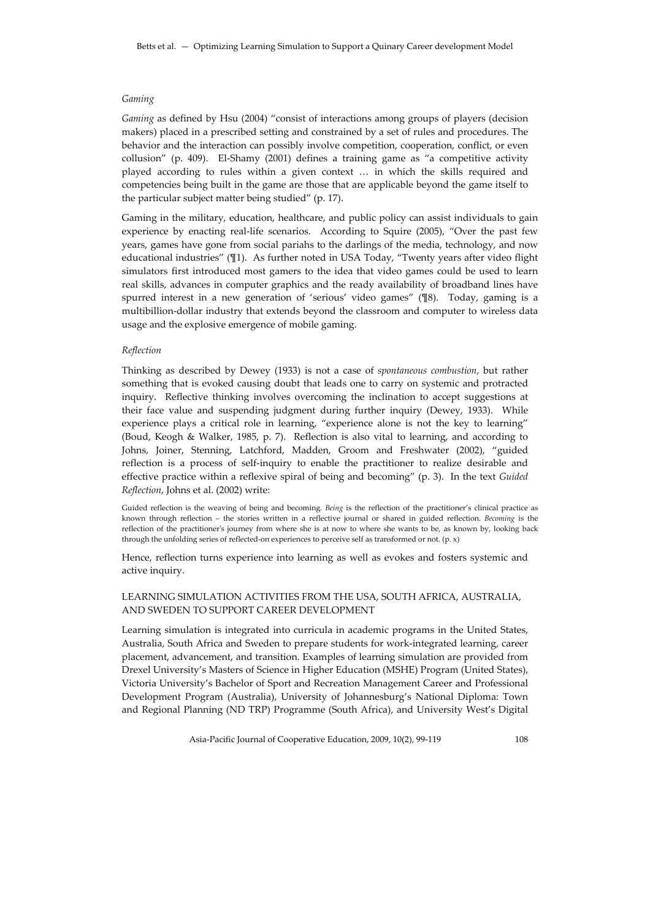### *Gaming*

*Gaming* as defined by Hsu (2004) "consist of interactions among groups of players (decision makers) placed in a prescribed setting and constrained by a set of rules and procedures. The behavior and the interaction can possibly involve competition, cooperation, conflict, or even collusion" (p. 409). El-Shamy (2001) defines a training game as "a competitive activity played according to rules within a given context … in which the skills required and competencies being built in the game are those that are applicable beyond the game itself to the particular subject matter being studied" (p. 17).

Gaming in the military, education, healthcare, and public policy can assist individuals to gain experience by enacting real-life scenarios. According to Squire (2005), "Over the past few years, games have gone from social pariahs to the darlings of the media, technology, and now educational industries" (¶1). As further noted in USA Today, "Twenty years after video flight simulators first introduced most gamers to the idea that video games could be used to learn real skills, advances in computer graphics and the ready availability of broadband lines have spurred interest in a new generation of 'serious' video games" (¶8). Today, gaming is a multibillion-dollar industry that extends beyond the classroom and computer to wireless data usage and the explosive emergence of mobile gaming.

### *Reflection*

Thinking as described by Dewey (1933) is not a case of *spontaneous combustion*, but rather something that is evoked causing doubt that leads one to carry on systemic and protracted inquiry. Reflective thinking involves overcoming the inclination to accept suggestions at their face value and suspending judgment during further inquiry (Dewey, 1933). While experience plays a critical role in learning, "experience alone is not the key to learning" (Boud, Keogh & Walker, 1985, p. 7). Reflection is also vital to learning, and according to Johns, Joiner, Stenning, Latchford, Madden, Groom and Freshwater (2002), "guided reflection is a process of self-inquiry to enable the practitioner to realize desirable and effective practice within a reflexive spiral of being and becoming" (p. 3). In the text *Guided Reflection*, Johns et al. (2002) write:

> Guided reflection is the weaving of being and becoming. *Being* is the reflection of the practitioner's clinical practice as known through reflection – the stories written in a reflective journal or shared in guided reflection. *Becoming* is the reflection of the practitioner's journey from where she is at now to where she wants to be, as known by, looking back through the unfolding series of reflected-on experiences to perceive self as transformed or not. (p. x)

Hence, reflection turns experience into learning as well as evokes and fosters systemic and active inquiry.

## LEARNING SIMULATION ACTIVITIES FROM THE USA, SOUTH AFRICA, AUSTRALIA, AND SWEDEN TO SUPPORT CAREER DEVELOPMENT

Learning simulation is integrated into curricula in academic programs in the United States, Australia, South Africa and Sweden to prepare students for work-integrated learning, career placement, advancement, and transition. Examples of learning simulation are provided from Drexel University's Masters of Science in Higher Education (MSHE) Program (United States), Victoria University's Bachelor of Sport and Recreation Management Career and Professional Development Program (Australia), University of Johannesburg's National Diploma: Town and Regional Planning (ND TRP) Programme (South Africa), and University West's Digital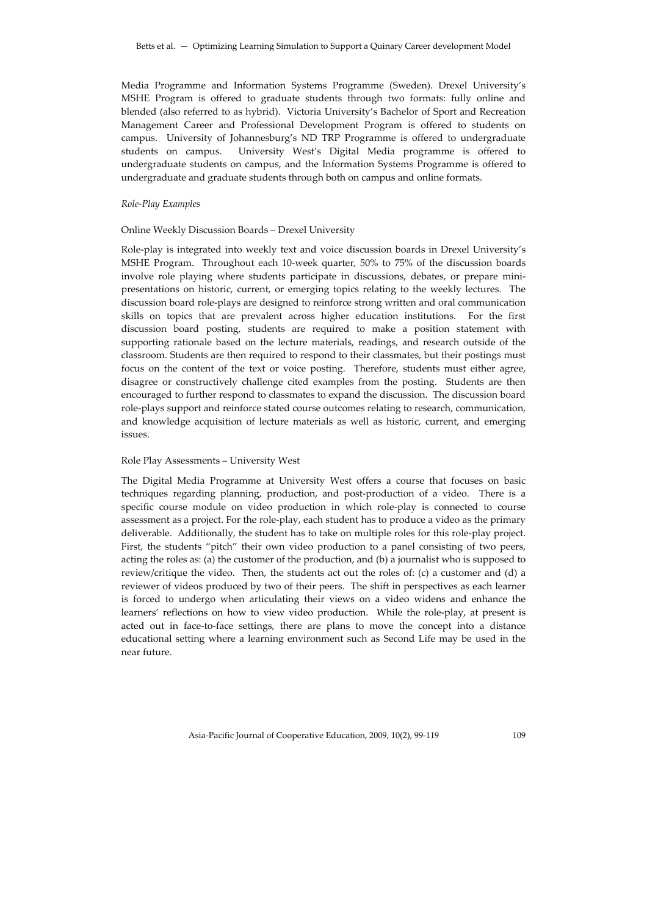Media Programme and Information Systems Programme (Sweden). Drexel University's MSHE Program is offered to graduate students through two formats: fully online and blended (also referred to as hybrid). Victoria University's Bachelor of Sport and Recreation Management Career and Professional Development Program is offered to students on campus. University of Johannesburg's ND TRP Programme is offered to undergraduate students on campus. University West's Digital Media programme is offered to undergraduate students on campus, and the Information Systems Programme is offered to undergraduate and graduate students through both on campus and online formats.

*Role-Play Examples*

Online Weekly Discussion Boards – Drexel University

Role-play is integrated into weekly text and voice discussion boards in Drexel University's MSHE Program. Throughout each 10-week quarter, 50% to 75% of the discussion boards involve role playing where students participate in discussions, debates, or prepare mini-presentations on historic, current, or emerging topics relating to the weekly lectures. The discussion board role-plays are designed to reinforce strong written and oral communication skills on topics that are prevalent across higher education institutions. For the first discussion board posting, students are required to make a position statement with supporting rationale based on the lecture materials, readings, and research outside of the classroom. Students are then required to respond to their classmates, but their postings must focus on the content of the text or voice posting. Therefore, students must either agree, disagree or constructively challenge cited examples from the posting. Students are then encouraged to further respond to classmates to expand the discussion. The discussion board role-plays support and reinforce stated course outcomes relating to research, communication, and knowledge acquisition of lecture materials as well as historic, current, and emerging issues.

Role Play Assessments – University West

The Digital Media Programme at University West offers a course that focuses on basic techniques regarding planning, production, and post-production of a video. There is a specific course module on video production in which role-play is connected to course assessment as a project. For the role-play, each student has to produce a video as the primary deliverable. Additionally, the student has to take on multiple roles for this role-play project. First, the students "pitch" their own video production to a panel consisting of two peers, acting the roles as: (a) the customer of the production, and (b) a journalist who is supposed to review/critique the video. Then, the students act out the roles of: (c) a customer and (d) a reviewer of videos produced by two of their peers. The shift in perspectives as each learner is forced to undergo when articulating their views on a video widens and enhance the learners' reflections on how to view video production. While the role-play, at present is acted out in face-to-face settings, there are plans to move the concept into a distance educational setting where a learning environment such as Second Life may be used in the near future.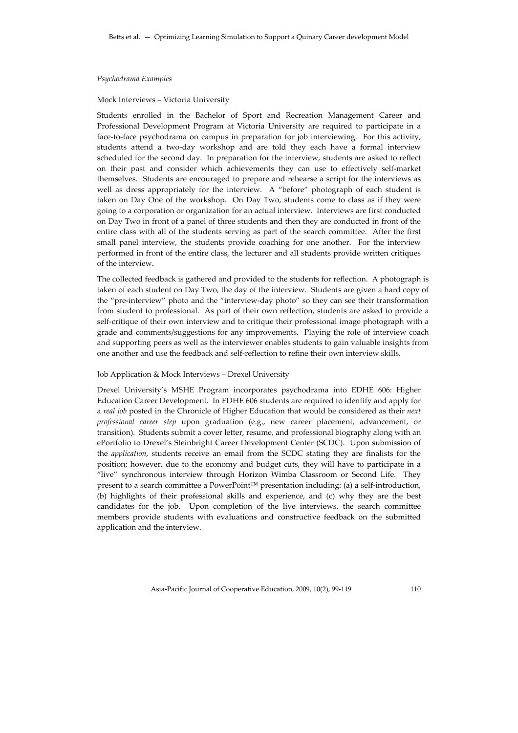*Psychodrama Examples*

Mock Interviews – Victoria University

Students enrolled in the Bachelor of Sport and Recreation Management Career and Professional Development Program at Victoria University are required to participate in a face-to-face psychodrama on campus in preparation for job interviewing. For this activity, students attend a two-day workshop and are told they each have a formal interview scheduled for the second day. In preparation for the interview, students are asked to reflect on their past and consider which achievements they can use to effectively self-market themselves. Students are encouraged to prepare and rehearse a script for the interviews as well as dress appropriately for the interview. A "before" photograph of each student is taken on Day One of the workshop. On Day Two, students come to class as if they were going to a corporation or organization for an actual interview. Interviews are first conducted on Day Two in front of a panel of three students and then they are conducted in front of the entire class with all of the students serving as part of the search committee. After the first small panel interview, the students provide coaching for one another. For the interview performed in front of the entire class, the lecturer and all students provide written critiques of the interview**.**

The collected feedback is gathered and provided to the students for reflection. A photograph is taken of each student on Day Two, the day of the interview. Students are given a hard copy of the "pre-interview" photo and the "interview-day photo" so they can see their transformation from student to professional. As part of their own reflection, students are asked to provide a self-critique of their own interview and to critique their professional image photograph with a grade and comments/suggestions for any improvements. Playing the role of interview coach and supporting peers as well as the interviewer enables students to gain valuable insights from one another and use the feedback and self-reflection to refine their own interview skills.

Job Application & Mock Interviews – Drexel University

Drexel University's MSHE Program incorporates psychodrama into EDHE 606: Higher Education Career Development. In EDHE 606 students are required to identify and apply for a *real job* posted in the Chronicle of Higher Education that would be considered as their *next professional career step* upon graduation (e.g., new career placement, advancement, or transition). Students submit a cover letter, resume, and professional biography along with an ePortfolio to Drexel's Steinbright Career Development Center (SCDC). Upon submission of the *application*, students receive an email from the SCDC stating they are finalists for the position; however, due to the economy and budget cuts, they will have to participate in a "live" synchronous interview through Horizon Wimba Classroom or Second Life. They present to a search committee a PowerPoint™ presentation including: (a) a self-introduction, (b) highlights of their professional skills and experience, and (c) why they are the best candidates for the job. Upon completion of the live interviews, the search committee members provide students with evaluations and constructive feedback on the submitted application and the interview.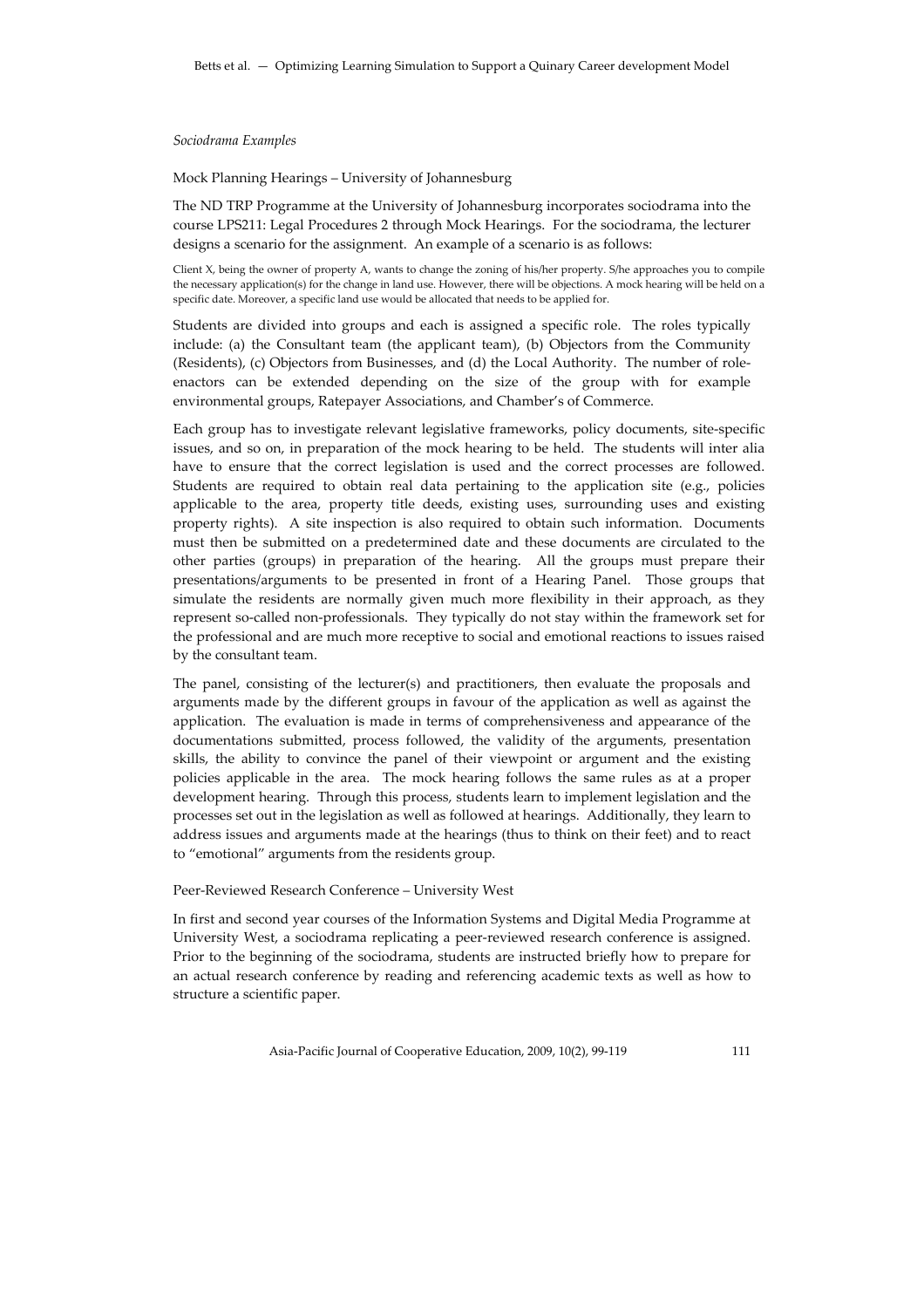*Sociodrama Examples*

Mock Planning Hearings – University of Johannesburg

The ND TRP Programme at the University of Johannesburg incorporates sociodrama into the course LPS211: Legal Procedures 2 through Mock Hearings. For the sociodrama, the lecturer designs a scenario for the assignment. An example of a scenario is as follows:

Client X, being the owner of property A, wants to change the zoning of his/her property. S/he approaches you to compile the necessary application(s) for the change in land use. However, there will be objections. A mock hearing will be held on a specific date. Moreover, a specific land use would be allocated that needs to be applied for.

Students are divided into groups and each is assigned a specific role. The roles typically include: (a) the Consultant team (the applicant team), (b) Objectors from the Community (Residents), (c) Objectors from Businesses, and (d) the Local Authority. The number of role-enactors can be extended depending on the size of the group with for example environmental groups, Ratepayer Associations, and Chamber's of Commerce.

Each group has to investigate relevant legislative frameworks, policy documents, site-specific issues, and so on, in preparation of the mock hearing to be held. The students will inter alia have to ensure that the correct legislation is used and the correct processes are followed. Students are required to obtain real data pertaining to the application site (e.g., policies applicable to the area, property title deeds, existing uses, surrounding uses and existing property rights). A site inspection is also required to obtain such information. Documents must then be submitted on a predetermined date and these documents are circulated to the other parties (groups) in preparation of the hearing. All the groups must prepare their presentations/arguments to be presented in front of a Hearing Panel. Those groups that simulate the residents are normally given much more flexibility in their approach, as they represent so-called non-professionals. They typically do not stay within the framework set for the professional and are much more receptive to social and emotional reactions to issues raised by the consultant team.

The panel, consisting of the lecturer(s) and practitioners, then evaluate the proposals and arguments made by the different groups in favour of the application as well as against the application. The evaluation is made in terms of comprehensiveness and appearance of the documentations submitted, process followed, the validity of the arguments, presentation skills, the ability to convince the panel of their viewpoint or argument and the existing policies applicable in the area. The mock hearing follows the same rules as at a proper development hearing. Through this process, students learn to implement legislation and the processes set out in the legislation as well as followed at hearings. Additionally, they learn to address issues and arguments made at the hearings (thus to think on their feet) and to react to "emotional" arguments from the residents group.

Peer-Reviewed Research Conference – University West

In first and second year courses of the Information Systems and Digital Media Programme at University West, a sociodrama replicating a peer-reviewed research conference is assigned. Prior to the beginning of the sociodrama, students are instructed briefly how to prepare for an actual research conference by reading and referencing academic texts as well as how to structure a scientific paper.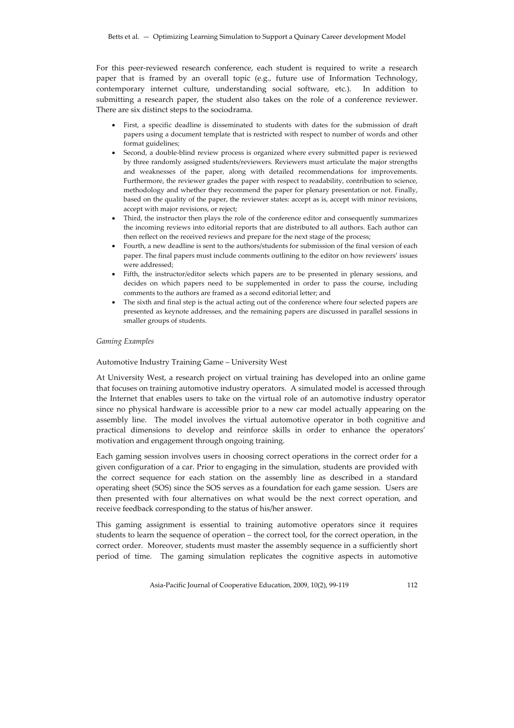For this peer-reviewed research conference, each student is required to write a research paper that is framed by an overall topic (e.g., future use of Information Technology, contemporary internet culture, understanding social software, etc.). In addition to submitting a research paper, the student also takes on the role of a conference reviewer. There are six distinct steps to the sociodrama.

- First, a specific deadline is disseminated to students with dates for the submission of draft papers using a document template that is restricted with respect to number of words and other format guidelines;
- Second, a double-blind review process is organized where every submitted paper is reviewed by three randomly assigned students/reviewers. Reviewers must articulate the major strengths and weaknesses of the paper, along with detailed recommendations for improvements. Furthermore, the reviewer grades the paper with respect to readability, contribution to science, methodology and whether they recommend the paper for plenary presentation or not. Finally, based on the quality of the paper, the reviewer states: accept as is, accept with minor revisions, accept with major revisions, or reject;
- Third, the instructor then plays the role of the conference editor and consequently summarizes the incoming reviews into editorial reports that are distributed to all authors. Each author can then reflect on the received reviews and prepare for the next stage of the process;
- Fourth, a new deadline is sent to the authors/students for submission of the final version of each paper. The final papers must include comments outlining to the editor on how reviewers' issues were addressed;
- Fifth, the instructor/editor selects which papers are to be presented in plenary sessions, and decides on which papers need to be supplemented in order to pass the course, including comments to the authors are framed as a second editorial letter; and
- The sixth and final step is the actual acting out of the conference where four selected papers are presented as keynote addresses, and the remaining papers are discussed in parallel sessions in smaller groups of students.

*Gaming Examples*

Automotive Industry Training Game – University West

At University West, a research project on virtual training has developed into an online game that focuses on training automotive industry operators. A simulated model is accessed through the Internet that enables users to take on the virtual role of an automotive industry operator since no physical hardware is accessible prior to a new car model actually appearing on the assembly line. The model involves the virtual automotive operator in both cognitive and practical dimensions to develop and reinforce skills in order to enhance the operators' motivation and engagement through ongoing training.

Each gaming session involves users in choosing correct operations in the correct order for a given configuration of a car. Prior to engaging in the simulation, students are provided with the correct sequence for each station on the assembly line as described in a standard operating sheet (SOS) since the SOS serves as a foundation for each game session. Users are then presented with four alternatives on what would be the next correct operation, and receive feedback corresponding to the status of his/her answer.

This gaming assignment is essential to training automotive operators since it requires students to learn the sequence of operation – the correct tool, for the correct operation, in the correct order. Moreover, students must master the assembly sequence in a sufficiently short period of time. The gaming simulation replicates the cognitive aspects in automotive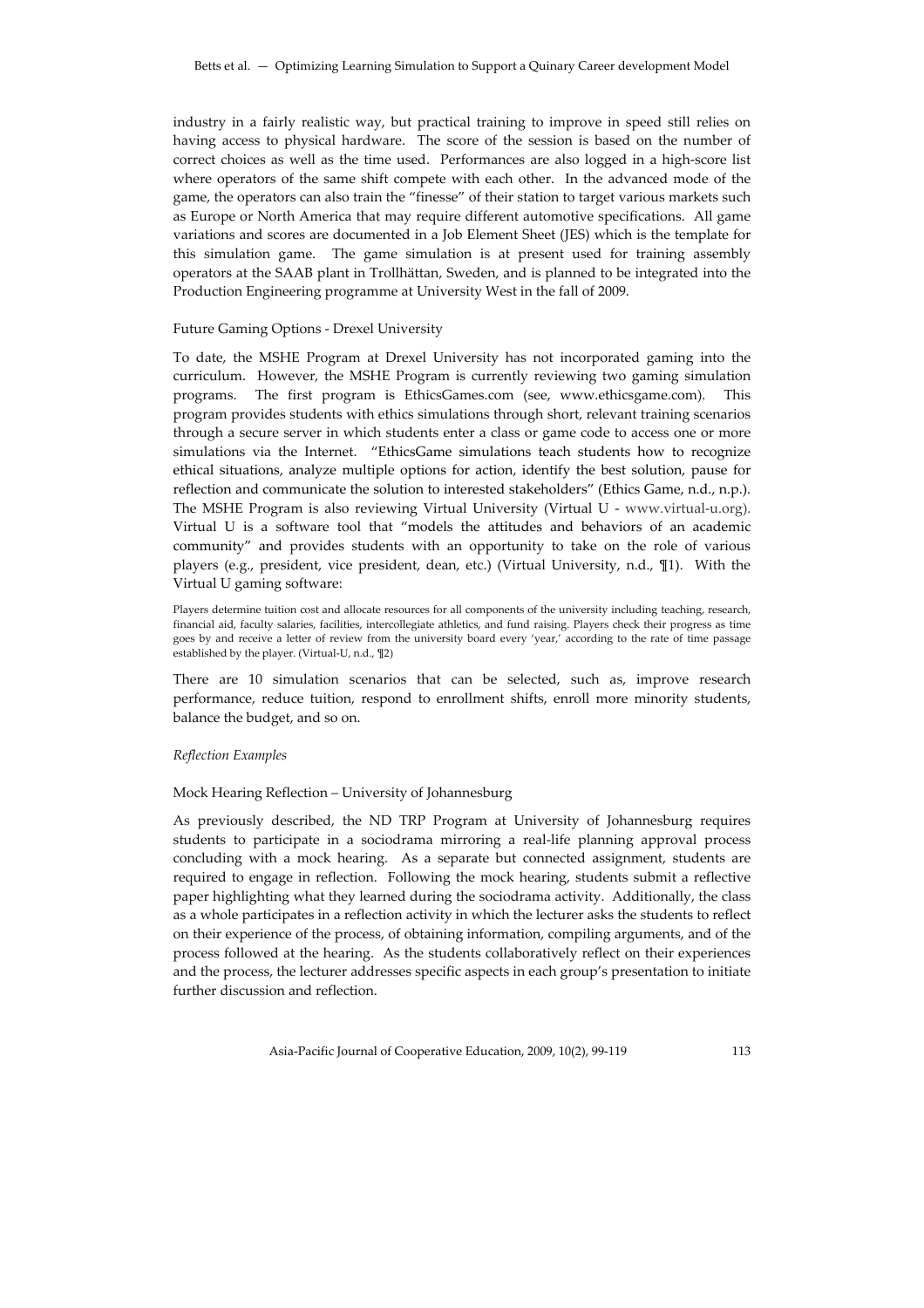industry in a fairly realistic way, but practical training to improve in speed still relies on having access to physical hardware. The score of the session is based on the number of correct choices as well as the time used. Performances are also logged in a high-score list where operators of the same shift compete with each other. In the advanced mode of the game, the operators can also train the "finesse" of their station to target various markets such as Europe or North America that may require different automotive specifications. All game variations and scores are documented in a Job Element Sheet (JES) which is the template for this simulation game. The game simulation is at present used for training assembly operators at the SAAB plant in Trollhättan, Sweden, and is planned to be integrated into the Production Engineering programme at University West in the fall of 2009.

### Future Gaming Options - Drexel University

To date, the MSHE Program at Drexel University has not incorporated gaming into the curriculum. However, the MSHE Program is currently reviewing two gaming simulation programs. The first program is EthicsGames.com (see, www.ethicsgame.com). This program provides students with ethics simulations through short, relevant training scenarios through a secure server in which students enter a class or game code to access one or more simulations via the Internet. "EthicsGame simulations teach students how to recognize ethical situations, analyze multiple options for action, identify the best solution, pause for reflection and communicate the solution to interested stakeholders" (Ethics Game, n.d., n.p.). The MSHE Program is also reviewing Virtual University (Virtual U - www.virtual-u.org). Virtual U is a software tool that "models the attitudes and behaviors of an academic community" and provides students with an opportunity to take on the role of various players (e.g., president, vice president, dean, etc.) (Virtual University, n.d., ¶1). With the Virtual U gaming software:

> Players determine tuition cost and allocate resources for all components of the university including teaching, research, financial aid, faculty salaries, facilities, intercollegiate athletics, and fund raising. Players check their progress as time goes by and receive a letter of review from the university board every 'year,' according to the rate of time passage established by the player. (Virtual-U, n.d., ¶2)

There are 10 simulation scenarios that can be selected, such as, improve research performance, reduce tuition, respond to enrollment shifts, enroll more minority students, balance the budget, and so on.

## *Reflection Examples*

### Mock Hearing Reflection – University of Johannesburg

As previously described, the ND TRP Program at University of Johannesburg requires students to participate in a sociodrama mirroring a real-life planning approval process concluding with a mock hearing. As a separate but connected assignment, students are required to engage in reflection. Following the mock hearing, students submit a reflective paper highlighting what they learned during the sociodrama activity. Additionally, the class as a whole participates in a reflection activity in which the lecturer asks the students to reflect on their experience of the process, of obtaining information, compiling arguments, and of the process followed at the hearing. As the students collaboratively reflect on their experiences and the process, the lecturer addresses specific aspects in each group's presentation to initiate further discussion and reflection.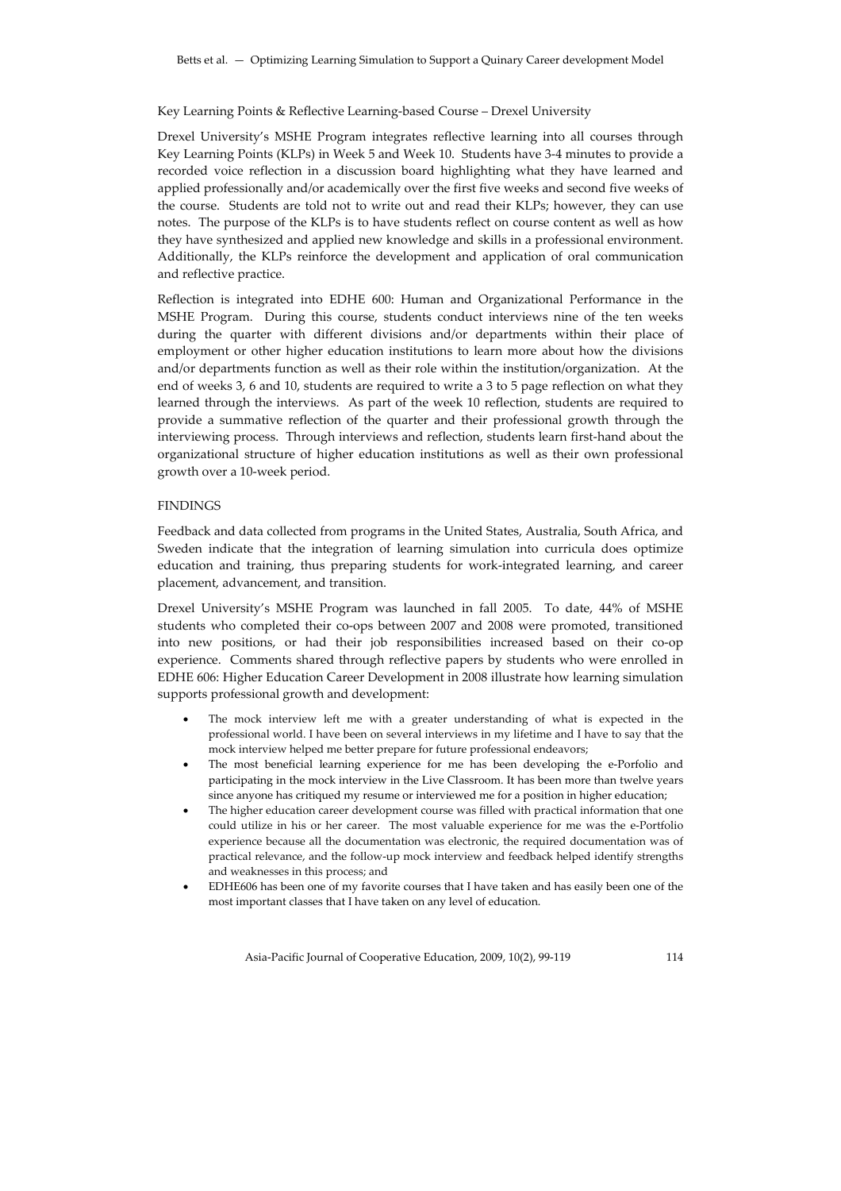Key Learning Points & Reflective Learning-based Course – Drexel University

Drexel University's MSHE Program integrates reflective learning into all courses through Key Learning Points (KLPs) in Week 5 and Week 10. Students have 3-4 minutes to provide a recorded voice reflection in a discussion board highlighting what they have learned and applied professionally and/or academically over the first five weeks and second five weeks of the course. Students are told not to write out and read their KLPs; however, they can use notes. The purpose of the KLPs is to have students reflect on course content as well as how they have synthesized and applied new knowledge and skills in a professional environment. Additionally, the KLPs reinforce the development and application of oral communication and reflective practice.

Reflection is integrated into EDHE 600: Human and Organizational Performance in the MSHE Program. During this course, students conduct interviews nine of the ten weeks during the quarter with different divisions and/or departments within their place of employment or other higher education institutions to learn more about how the divisions and/or departments function as well as their role within the institution/organization. At the end of weeks 3, 6 and 10, students are required to write a 3 to 5 page reflection on what they learned through the interviews. As part of the week 10 reflection, students are required to provide a summative reflection of the quarter and their professional growth through the interviewing process. Through interviews and reflection, students learn first-hand about the organizational structure of higher education institutions as well as their own professional growth over a 10-week period.

## FINDINGS

Feedback and data collected from programs in the United States, Australia, South Africa, and Sweden indicate that the integration of learning simulation into curricula does optimize education and training, thus preparing students for work-integrated learning, and career placement, advancement, and transition.

Drexel University's MSHE Program was launched in fall 2005. To date, 44% of MSHE students who completed their co-ops between 2007 and 2008 were promoted, transitioned into new positions, or had their job responsibilities increased based on their co-op experience. Comments shared through reflective papers by students who were enrolled in EDHE 606: Higher Education Career Development in 2008 illustrate how learning simulation supports professional growth and development:

- The mock interview left me with a greater understanding of what is expected in the professional world. I have been on several interviews in my lifetime and I have to say that the mock interview helped me better prepare for future professional endeavors;
- The most beneficial learning experience for me has been developing the e-Porfolio and participating in the mock interview in the Live Classroom. It has been more than twelve years since anyone has critiqued my resume or interviewed me for a position in higher education;
- The higher education career development course was filled with practical information that one could utilize in his or her career. The most valuable experience for me was the e-Portfolio experience because all the documentation was electronic, the required documentation was of practical relevance, and the follow-up mock interview and feedback helped identify strengths and weaknesses in this process; and
- EDHE606 has been one of my favorite courses that I have taken and has easily been one of the most important classes that I have taken on any level of education.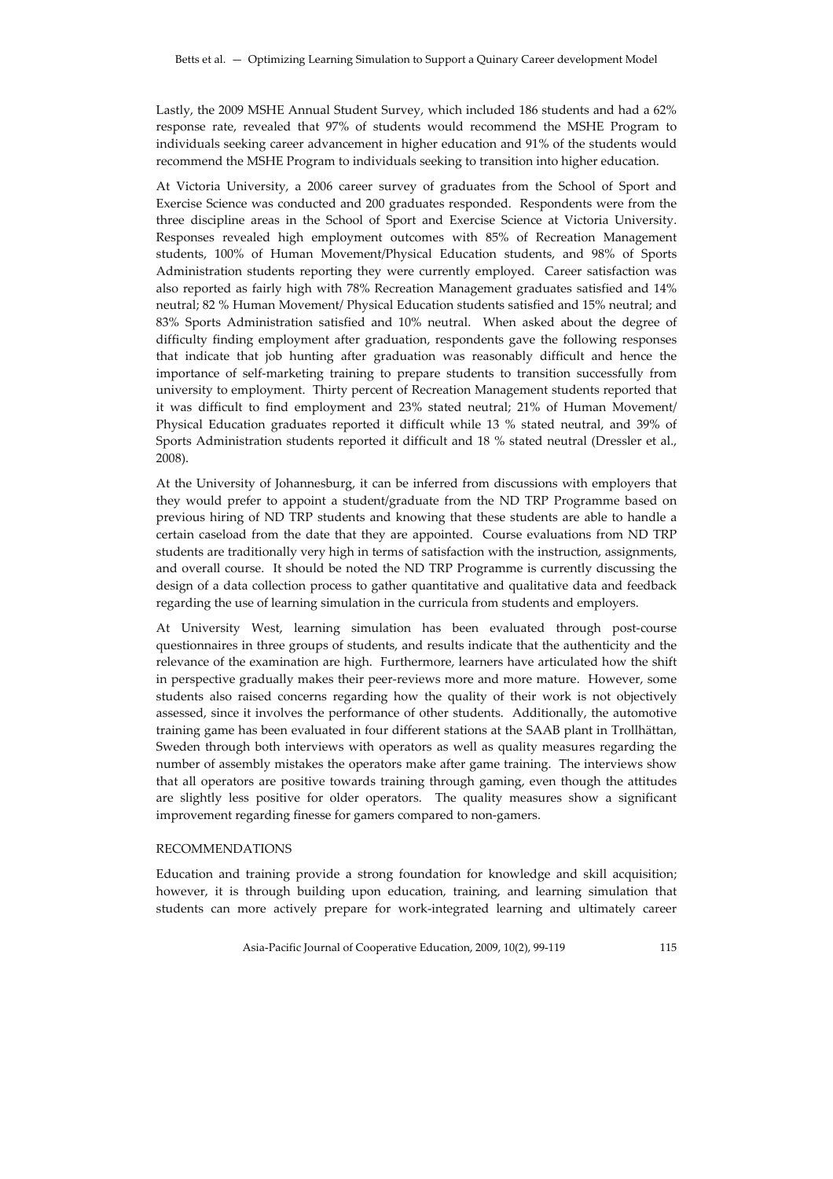Lastly, the 2009 MSHE Annual Student Survey, which included 186 students and had a 62% response rate, revealed that 97% of students would recommend the MSHE Program to individuals seeking career advancement in higher education and 91% of the students would recommend the MSHE Program to individuals seeking to transition into higher education.

At Victoria University, a 2006 career survey of graduates from the School of Sport and Exercise Science was conducted and 200 graduates responded. Respondents were from the three discipline areas in the School of Sport and Exercise Science at Victoria University. Responses revealed high employment outcomes with 85% of Recreation Management students, 100% of Human Movement/Physical Education students, and 98% of Sports Administration students reporting they were currently employed. Career satisfaction was also reported as fairly high with 78% Recreation Management graduates satisfied and 14% neutral; 82 % Human Movement/ Physical Education students satisfied and 15% neutral; and 83% Sports Administration satisfied and 10% neutral. When asked about the degree of difficulty finding employment after graduation, respondents gave the following responses that indicate that job hunting after graduation was reasonably difficult and hence the importance of self-marketing training to prepare students to transition successfully from university to employment. Thirty percent of Recreation Management students reported that it was difficult to find employment and 23% stated neutral; 21% of Human Movement/ Physical Education graduates reported it difficult while 13 % stated neutral, and 39% of Sports Administration students reported it difficult and 18 % stated neutral (Dressler et al., 2008).

At the University of Johannesburg, it can be inferred from discussions with employers that they would prefer to appoint a student/graduate from the ND TRP Programme based on previous hiring of ND TRP students and knowing that these students are able to handle a certain caseload from the date that they are appointed. Course evaluations from ND TRP students are traditionally very high in terms of satisfaction with the instruction, assignments, and overall course. It should be noted the ND TRP Programme is currently discussing the design of a data collection process to gather quantitative and qualitative data and feedback regarding the use of learning simulation in the curricula from students and employers.

At University West, learning simulation has been evaluated through post-course questionnaires in three groups of students, and results indicate that the authenticity and the relevance of the examination are high. Furthermore, learners have articulated how the shift in perspective gradually makes their peer-reviews more and more mature. However, some students also raised concerns regarding how the quality of their work is not objectively assessed, since it involves the performance of other students. Additionally, the automotive training game has been evaluated in four different stations at the SAAB plant in Trollhättan, Sweden through both interviews with operators as well as quality measures regarding the number of assembly mistakes the operators make after game training. The interviews show that all operators are positive towards training through gaming, even though the attitudes are slightly less positive for older operators. The quality measures show a significant improvement regarding finesse for gamers compared to non-gamers.

## RECOMMENDATIONS

Education and training provide a strong foundation for knowledge and skill acquisition; however, it is through building upon education, training, and learning simulation that students can more actively prepare for work-integrated learning and ultimately career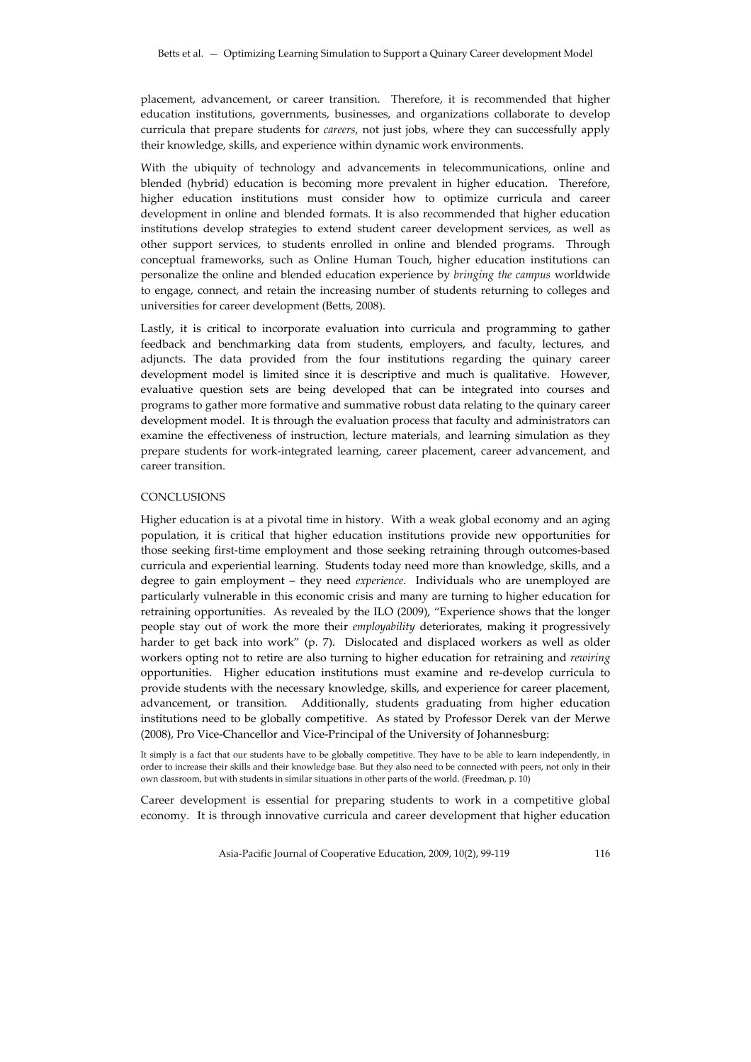placement, advancement, or career transition. Therefore, it is recommended that higher education institutions, governments, businesses, and organizations collaborate to develop curricula that prepare students for *careers*, not just jobs, where they can successfully apply their knowledge, skills, and experience within dynamic work environments.

With the ubiquity of technology and advancements in telecommunications, online and blended (hybrid) education is becoming more prevalent in higher education. Therefore, higher education institutions must consider how to optimize curricula and career development in online and blended formats. It is also recommended that higher education institutions develop strategies to extend student career development services, as well as other support services, to students enrolled in online and blended programs. Through conceptual frameworks, such as Online Human Touch, higher education institutions can personalize the online and blended education experience by *bringing the campus* worldwide to engage, connect, and retain the increasing number of students returning to colleges and universities for career development (Betts, 2008).

Lastly, it is critical to incorporate evaluation into curricula and programming to gather feedback and benchmarking data from students, employers, and faculty, lectures, and adjuncts. The data provided from the four institutions regarding the quinary career development model is limited since it is descriptive and much is qualitative. However, evaluative question sets are being developed that can be integrated into courses and programs to gather more formative and summative robust data relating to the quinary career development model. It is through the evaluation process that faculty and administrators can examine the effectiveness of instruction, lecture materials, and learning simulation as they prepare students for work-integrated learning, career placement, career advancement, and career transition.

## CONCLUSIONS

Higher education is at a pivotal time in history. With a weak global economy and an aging population, it is critical that higher education institutions provide new opportunities for those seeking first-time employment and those seeking retraining through outcomes-based curricula and experiential learning. Students today need more than knowledge, skills, and a degree to gain employment – they need *experience*. Individuals who are unemployed are particularly vulnerable in this economic crisis and many are turning to higher education for retraining opportunities. As revealed by the ILO (2009), "Experience shows that the longer people stay out of work the more their *employability* deteriorates, making it progressively harder to get back into work" (p. 7). Dislocated and displaced workers as well as older workers opting not to retire are also turning to higher education for retraining and *rewiring* opportunities. Higher education institutions must examine and re-develop curricula to provide students with the necessary knowledge, skills, and experience for career placement, advancement, or transition. Additionally, students graduating from higher education institutions need to be globally competitive. As stated by Professor Derek van der Merwe (2008), Pro Vice-Chancellor and Vice-Principal of the University of Johannesburg:

> It simply is a fact that our students have to be globally competitive. They have to be able to learn independently, in order to increase their skills and their knowledge base. But they also need to be connected with peers, not only in their own classroom, but with students in similar situations in other parts of the world. (Freedman, p. 10)

Career development is essential for preparing students to work in a competitive global economy. It is through innovative curricula and career development that higher education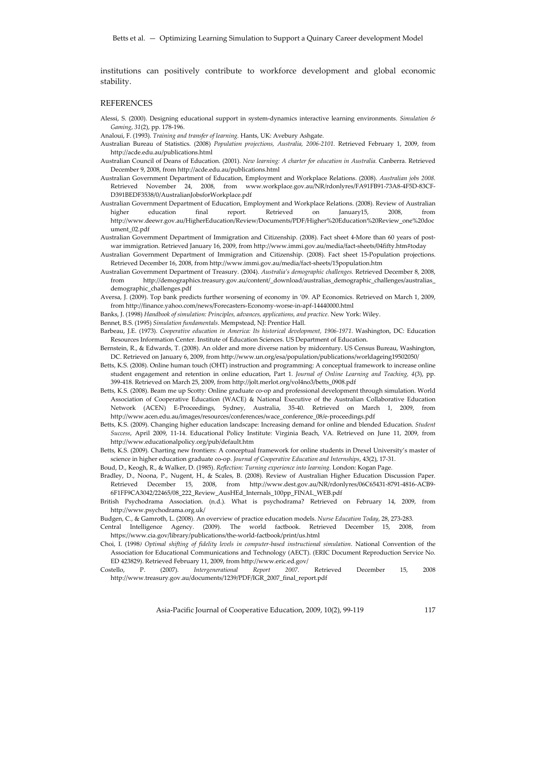institutions can positively contribute to workforce development and global economic stability.

## REFERENCES

Alessi, S. (2000). Designing educational support in system-dynamics interactive learning environments. *Simulation & Gaming*, *31*(2), pp. 178-196.

Analoui, F. (1993). *Training and transfer of learning.* Hants, UK: Avebury Ashgate.

Australian Bureau of Statistics. (2008) *Population projections, Australia, 2006-2101.* Retrieved February 1, 2009, from http://acde.edu.au/publications.html

Australian Council of Deans of Education. (2001). *New learning: A charter for education in Australia.* Canberra. Retrieved December 9, 2008, from http://acde.edu.au/publications.html

Australian Government Department of Education, Employment and Workplace Relations. (2008). *Australian jobs 2008.* Retrieved November 24, 2008, from www.workplace.gov.au/NR/rdonlyres/FA91FB91-73A8-4F5D-83CF-D391BEDF3538/0/AustralianJobsforWorkplace.pdf

Australian Government Department of Education, Employment and Workplace Relations. (2008). Review of Australian higher education final report. Retrieved on January15, 2008, from http://www.deewr.gov.au/HigherEducation/Review/Documents/PDF/Higher%20Education%20Review_one%20document_02.pdf

Australian Government Department of Immigration and Citizenship. (2008). Fact sheet 4-More than 60 years of post-war immigration. Retrieved January 16, 2009, from http://www.immi.gov.au/media/fact-sheets/04fifty.htm#today

Australian Government Department of Immigration and Citizenship. (2008). Fact sheet 15-Population projections. Retrieved December 16, 2008, from http://www.immi.gov.au/media/fact-sheets/15population.htm

Australian Government Department of Treasury. (2004). *Australia's demographic challenges.* Retrieved December 8, 2008, from http://demographics.treasury.gov.au/content/_download/australias_demographic_challenges/australias_demographic_challenges.pdf

Aversa, J. (2009). Top bank predicts further worsening of economy in '09. AP Economics. Retrieved on March 1, 2009, from http://finance.yahoo.com/news/Forecasters-Economy-worse-in-apf-14440000.html

Banks, J. (1998) *Handbook of simulation: Principles, advances, applications, and practice*. New York: Wiley.

Bennet, B.S. (1995) *Simulation fundamentals*. Mempstead, NJ: Prentice Hall.

Barbeau, J.E. (1973). *Cooperative education in America: Its historical development, 1906-1971.* Washington, DC: Education Resources Information Center. Institute of Education Sciences. US Department of Education.

Bernstein, R., & Edwards, T. (2008). An older and more diverse nation by midcentury. US Census Bureau, Washington, DC. Retrieved on January 6, 2009, from http://www.un.org/esa/population/publications/worldageing19502050/

Betts, K.S. (2008). Online human touch (OHT) instruction and programming: A conceptual framework to increase online student engagement and retention in online education, Part 1. *Journal of Online Learning and Teaching, 4*(3), pp. 399-418. Retrieved on March 25, 2009, from http://jolt.merlot.org/vol4no3/betts_0908.pdf

Betts, K.S. (2008). Beam me up Scotty: Online graduate co-op and professional development through simulation. World Association of Cooperative Education (WACE) & National Executive of the Australian Collaborative Education Network (ACEN) E-Proceedings, Sydney, Australia, 35-40. Retrieved on March 1, 2009, from http://www.acen.edu.au/images/resources/conferences/wace_conference_08/e-proceedings.pdf

Betts, K.S. (2009). Changing higher education landscape: Increasing demand for online and blended Education. *Student Success*, April 2009, 11-14. Educational Policy Institute: Virginia Beach, VA. Retrieved on June 11, 2009, from http://www.educationalpolicy.org/pub/default.htm

Betts, K.S. (2009). Charting new frontiers: A conceptual framework for online students in Drexel University's master of science in higher education graduate co-op. *Journal of Cooperative Education and Internships*, 43(2), 17-31.

Boud, D., Keogh, R., & Walker, D. (1985). *Reflection: Turning experience into learning.* London: Kogan Page.

Bradley, D., Noona, P., Nugent, H., & Scales, B. (2008). Review of Australian Higher Education Discussion Paper. Retrieved December 15, 2008, from http://www.dest.gov.au/NR/rdonlyres/06C65431-8791-4816-ACB9-6F1FF9CA3042/22465/08_222_Review_AusHEd_Internals_100pp_FINAL_WEB.pdf

British Psychodrama Association. (n.d.). What is psychodrama? Retrieved on February 14, 2009, from http://www.psychodrama.org.uk/

Budgen, C., & Gamroth, L. (2008). An overview of practice education models. *Nurse Education Today*, 28, 273-283.

Central Intelligence Agency. (2009). The world factbook. Retrieved December 15, 2008, from https://www.cia.gov/library/publications/the-world-factbook/print/us.html

Choi, I. (1998*) Optimal shifting of fidelity levels in computer-based instructional simulation*. National Convention of the Association for Educational Communications and Technology (AECT). (ERIC Document Reproduction Service No. ED 423829). Retrieved February 11, 2009, from http://www.eric.ed.gov/

Costello, P. (2007). *Intergenerational Report 2007.* Retrieved December 15, 2008 http://www.treasury.gov.au/documents/1239/PDF/IGR_2007_final_report.pdf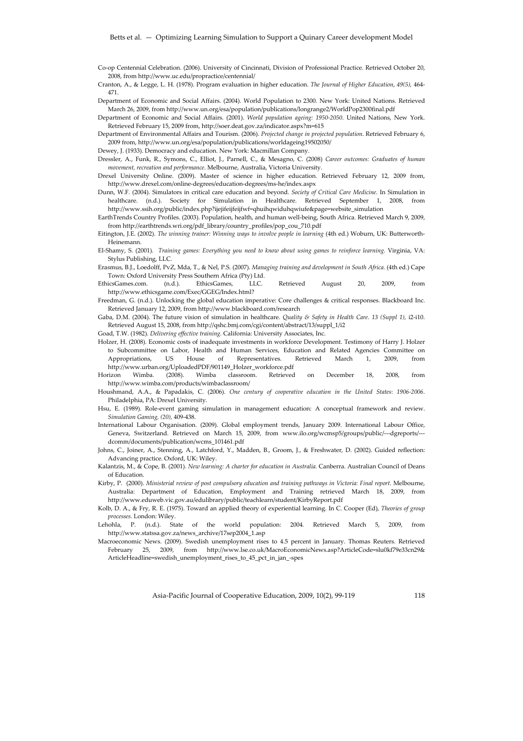Co-op Centennial Celebration. (2006). University of Cincinnati, Division of Professional Practice. Retrieved October 20, 2008, from http://www.uc.edu/propractice/centennial/

Cranton, A., & Legge, L. H. (1978). Program evaluation in higher education. *The Journal of Higher Education*, *49(5),* 464-471.

Department of Economic and Social Affairs. (2004). World Population to 2300. New York: United Nations. Retrieved March 26, 2009, from http://www.un.org/esa/population/publications/longrange2/WorldPop2300final.pdf

Department of Economic and Social Affairs. (2001). *World population ageing: 1950-2050*. United Nations, New York. Retrieved February 15, 2009 from, http://soer.deat.gov.za/indicator.aspx?m=615

Department of Environmental Affairs and Tourism. (2006). *Projected change in projected population*. Retrieved February 6, 2009 from, http://www.un.org/esa/population/publications/worldageing19502050/

Dewey, J. (1933). Democracy and education. New York: Macmillan Company.

Dressler, A., Funk, R., Symons, C., Elliot, J., Parnell, C., & Mesagno, C. (2008) *Career outcomes: Graduates of human movement, recreation and performance*. Melbourne, Australia, Victoria University.

Drexel University Online. (2009). Master of science in higher education. Retrieved February 12, 2009 from, http://www.drexel.com/online-degrees/education-degrees/ms-he/index.aspx

Dunn, W.F. (2004). Simulators in critical care education and beyond. *Society of Critical Care Medicine*. In Simulation in healthcare. (n.d.). Society for Simulation in Healthcare. Retrieved September 1, 2008, from http://www.ssih.org/public/index.php?ijejifeijfeijfwf=qhuihqwiduhqwiufe&page=website_simulation

EarthTrends Country Profiles. (2003). Population, health, and human well-being, South Africa. Retrieved March 9, 2009, from http://earthtrends.wri.org/pdf_library/country_profiles/pop_cou_710.pdf

Eitington, J.E. (2002). *The winning trainer: Winning ways to involve people in learning* (4th ed.) Woburn, UK: Butterworth-Heinemann.

El-Shamy, S. (2001). *Training games: Everything you need to know about using games to reinforce learning.* Virginia, VA: Stylus Publishing, LLC.

Erasmus, B.J., Loedolff, PvZ, Mda, T., & Nel, P.S. (2007). *Managing training and development in South Africa.* (4th ed.) Cape Town: Oxford University Press Southern Africa (Pty) Ltd.

EthicsGames.com. (n.d.). EthicsGames, LLC. Retrieved August 20, 2009, from http://www.ethicsgame.com/Exec/GGEG/Index.html?

Freedman, G. (n.d.). Unlocking the global education imperative: Core challenges & critical responses. Blackboard Inc. Retrieved January 12, 2009, from http://www.blackboard.com/research

Gaba, D.M. (2004). The future vision of simulation in healthcare. *Quality & Safety in Health Care*. *13 (Suppl 1),* i2-i10. Retrieved August 15, 2008, from http://qshc.bmj.com/cgi/content/abstract/13/suppl_1/i2

Goad, T.W. (1982). *Delivering effective training*. California: University Associates, Inc.

Holzer, H. (2008). Economic costs of inadequate investments in workforce Development. Testimony of Harry J. Holzer to Subcommittee on Labor, Health and Human Services, Education and Related Agencies Committee on Appropriations, US House of Representatives. Retrieved March 1, 2009, from http://www.urban.org/UploadedPDF/901149_Holzer_workforce.pdf

Horizon Wimba. (2008). Wimba classroom. Retrieved on December 18, 2008, from http://www.wimba.com/products/wimbaclassroom/

Houshmand, A.A., & Papadakis, C. (2006). *One century of cooperative education in the United States*: *1906-2006*. Philadelphia, PA: Drexel University.

Hsu, E. (1989). Role-event gaming simulation in management education: A conceptual framework and review. *Simulation Gaming, (20),* 409-438.

International Labour Organisation. (2009). Global employment trends, January 2009. International Labour Office, Geneva, Switzerland. Retrieved on March 15, 2009, from www.ilo.org/wcmsp5/groups/public/---dgreports/---dcomm/documents/publication/wcms_101461.pdf

Johns, C., Joiner, A., Stenning, A., Latchford, Y., Madden, B., Groom, J., & Freshwater, D. (2002). Guided reflection: Advancing practice. Oxford, UK: Wiley.

Kalantzis, M., & Cope, B. (2001). *New learning: A charter for education in Australia.* Canberra. Australian Council of Deans of Education.

Kirby, P. (2000). *Ministerial review of post compulsory education and training pathways in Victoria: Final report*. Melbourne, Australia: Department of Education, Employment and Training retrieved March 18, 2009, from http://www.eduweb.vic.gov.au/edulibrary/public/teachlearn/student/KirbyReport.pdf

Kolb, D. A., & Fry, R. E. (1975). Toward an applied theory of experiential learning. In C. Cooper (Ed), *Theories of group processes.* London: Wiley.

Lehohla, P. (n.d.). State of the world population: 2004. Retrieved March 5, 2009, from http://www.statssa.gov.za/news_archive/17sep2004_1.asp

Macroeconomic News. (2009). Swedish unemployment rises to 4.5 percent in January. Thomas Reuters. Retrieved February 25, 2009, from http://www.lse.co.uk/MacroEconomicNews.asp?ArticleCode=slu0kf79e33cn29&ArticleHeadline=swedish_unemployment_rises_to_45_pct_in_jan_-spes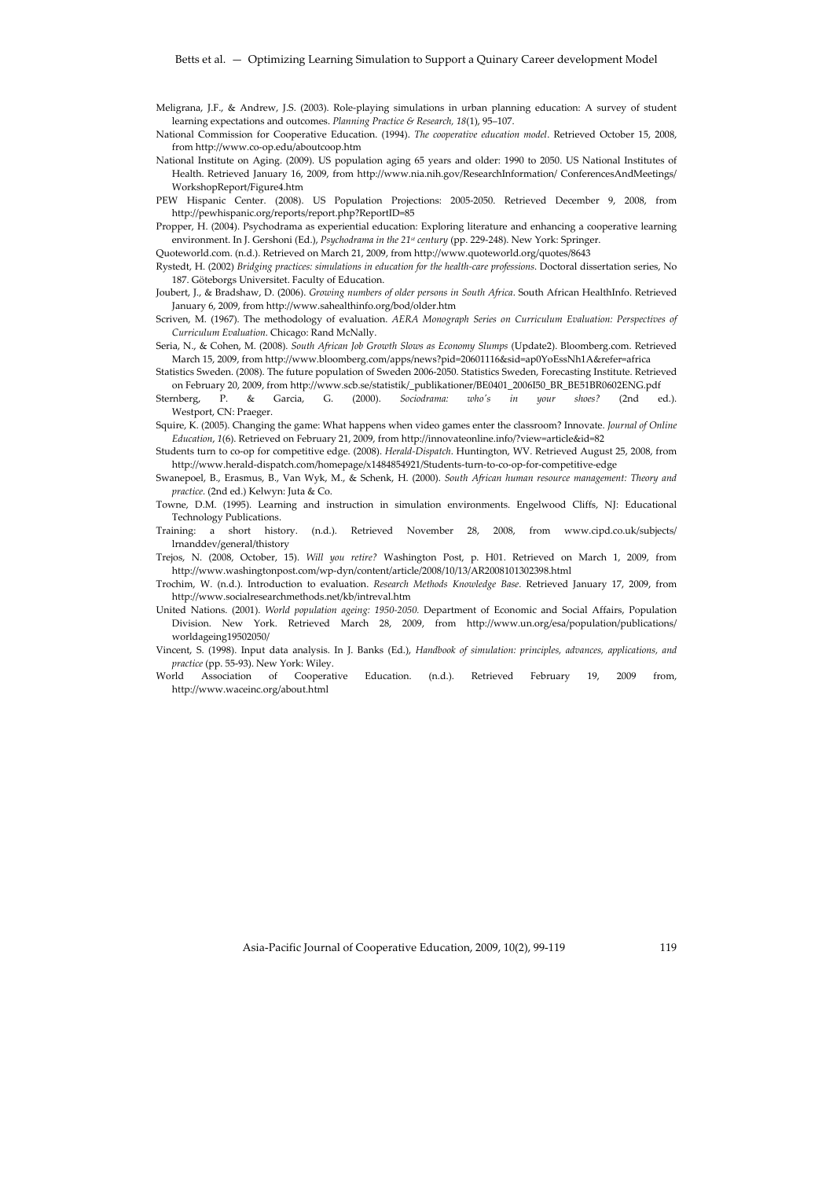Meligrana, J.F., & Andrew, J.S. (2003). Role-playing simulations in urban planning education: A survey of student learning expectations and outcomes. *Planning Practice & Research, 18*(1), 95–107.

National Commission for Cooperative Education. (1994). *The cooperative education model*. Retrieved October 15, 2008, from http://www.co-op.edu/aboutcoop.htm

National Institute on Aging. (2009). US population aging 65 years and older: 1990 to 2050. US National Institutes of Health. Retrieved January 16, 2009, from http://www.nia.nih.gov/ResearchInformation/ ConferencesAndMeetings/ WorkshopReport/Figure4.htm

PEW Hispanic Center. (2008). US Population Projections: 2005-2050. Retrieved December 9, 2008, from http://pewhispanic.org/reports/report.php?ReportID=85

Propper, H. (2004). Psychodrama as experiential education: Exploring literature and enhancing a cooperative learning environment. In J. Gershoni (Ed.), *Psychodrama in the 21st century* (pp. 229-248). New York: Springer.

Quoteworld.com. (n.d.). Retrieved on March 21, 2009, from http://www.quoteworld.org/quotes/8643

Rystedt, H. (2002) *Bridging practices: simulations in education for the health-care professions*. Doctoral dissertation series, No 187. Göteborgs Universitet. Faculty of Education.

Joubert, J., & Bradshaw, D. (2006). *Growing numbers of older persons in South Africa*. South African HealthInfo. Retrieved January 6, 2009, from http://www.sahealthinfo.org/bod/older.htm

Scriven, M. (1967). The methodology of evaluation. *AERA Monograph Series on Curriculum Evaluation: Perspectives of Curriculum Evaluation*. Chicago: Rand McNally.

Seria, N., & Cohen, M. (2008). *South African Job Growth Slows as Economy Slumps* (Update2). Bloomberg.com. Retrieved March 15, 2009, from http://www.bloomberg.com/apps/news?pid=20601116&sid=ap0YoEssNh1A&refer=africa

Statistics Sweden. (2008). The future population of Sweden 2006-2050. Statistics Sweden, Forecasting Institute. Retrieved on February 20, 2009, from http://www.scb.se/statistik/_publikationer/BE0401_2006I50_BR_BE51BR0602ENG.pdf

Sternberg, P. & Garcia, G. (2000). *Sociodrama: who's in your shoes?* (2nd ed.). Westport, CN: Praeger.

Squire, K. (2005). Changing the game: What happens when video games enter the classroom? Innovate. *Journal of Online Education, 1*(6). Retrieved on February 21, 2009, from http://innovateonline.info/?view=article&id=82

Students turn to co-op for competitive edge. (2008). *Herald-Dispatch*. Huntington, WV. Retrieved August 25, 2008, from http://www.herald-dispatch.com/homepage/x1484854921/Students-turn-to-co-op-for-competitive-edge

Swanepoel, B., Erasmus, B., Van Wyk, M., & Schenk, H. (2000). *South African human resource management: Theory and practice.* (2nd ed.) Kelwyn: Juta & Co.

Towne, D.M. (1995). Learning and instruction in simulation environments. Engelwood Cliffs, NJ: Educational Technology Publications.

Training: a short history. (n.d.). Retrieved November 28, 2008, from www.cipd.co.uk/subjects/ lrnanddev/general/thistory

Trejos, N. (2008, October, 15). *Will you retire?* Washington Post, p. H01. Retrieved on March 1, 2009, from http://www.washingtonpost.com/wp-dyn/content/article/2008/10/13/AR2008101302398.html

Trochim, W. (n.d.). Introduction to evaluation. *Research Methods Knowledge Base*. Retrieved January 17, 2009, from http://www.socialresearchmethods.net/kb/intreval.htm

United Nations. (2001). *World population ageing: 1950-2050*. Department of Economic and Social Affairs, Population Division. New York. Retrieved March 28, 2009, from http://www.un.org/esa/population/publications/ worldageing19502050/

Vincent, S. (1998). Input data analysis. In J. Banks (Ed.), *Handbook of simulation: principles, advances, applications, and practice* (pp. 55-93). New York: Wiley.

World Association of Cooperative Education. (n.d.). Retrieved February 19, 2009 from, http://www.waceinc.org/about.html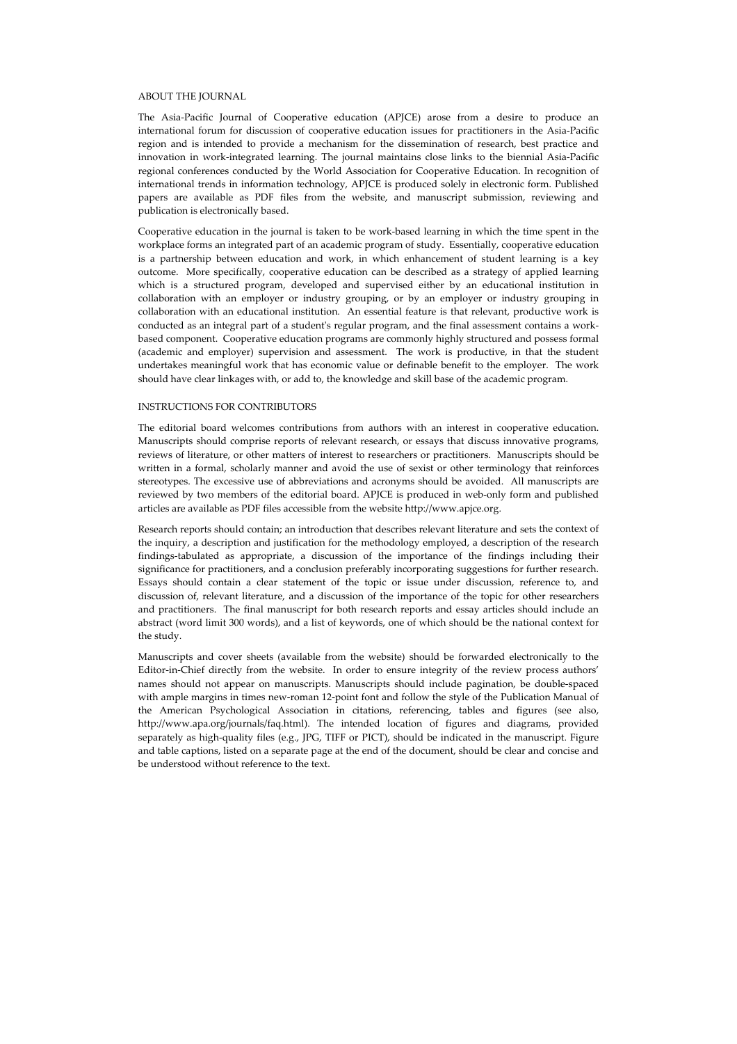## ABOUT THE JOURNAL

The Asia-Pacific Journal of Cooperative education (APJCE) arose from a desire to produce an international forum for discussion of cooperative education issues for practitioners in the Asia-Pacific region and is intended to provide a mechanism for the dissemination of research, best practice and innovation in work-integrated learning. The journal maintains close links to the biennial Asia-Pacific regional conferences conducted by the World Association for Cooperative Education. In recognition of international trends in information technology, APJCE is produced solely in electronic form. Published papers are available as PDF files from the website, and manuscript submission, reviewing and publication is electronically based.

Cooperative education in the journal is taken to be work-based learning in which the time spent in the workplace forms an integrated part of an academic program of study. Essentially, cooperative education is a partnership between education and work, in which enhancement of student learning is a key outcome. More specifically, cooperative education can be described as a strategy of applied learning which is a structured program, developed and supervised either by an educational institution in collaboration with an employer or industry grouping, or by an employer or industry grouping in collaboration with an educational institution. An essential feature is that relevant, productive work is conducted as an integral part of a student's regular program, and the final assessment contains a work-based component. Cooperative education programs are commonly highly structured and possess formal (academic and employer) supervision and assessment. The work is productive, in that the student undertakes meaningful work that has economic value or definable benefit to the employer. The work should have clear linkages with, or add to, the knowledge and skill base of the academic program.

## INSTRUCTIONS FOR CONTRIBUTORS

The editorial board welcomes contributions from authors with an interest in cooperative education. Manuscripts should comprise reports of relevant research, or essays that discuss innovative programs, reviews of literature, or other matters of interest to researchers or practitioners. Manuscripts should be written in a formal, scholarly manner and avoid the use of sexist or other terminology that reinforces stereotypes. The excessive use of abbreviations and acronyms should be avoided. All manuscripts are reviewed by two members of the editorial board. APJCE is produced in web-only form and published articles are available as PDF files accessible from the website http://www.apjce.org.

Research reports should contain; an introduction that describes relevant literature and sets the context of the inquiry, a description and justification for the methodology employed, a description of the research findings-tabulated as appropriate, a discussion of the importance of the findings including their significance for practitioners, and a conclusion preferably incorporating suggestions for further research. Essays should contain a clear statement of the topic or issue under discussion, reference to, and discussion of, relevant literature, and a discussion of the importance of the topic for other researchers and practitioners. The final manuscript for both research reports and essay articles should include an abstract (word limit 300 words), and a list of keywords, one of which should be the national context for the study.

Manuscripts and cover sheets (available from the website) should be forwarded electronically to the Editor-in-Chief directly from the website. In order to ensure integrity of the review process authors' names should not appear on manuscripts. Manuscripts should include pagination, be double-spaced with ample margins in times new-roman 12-point font and follow the style of the Publication Manual of the American Psychological Association in citations, referencing, tables and figures (see also, http://www.apa.org/journals/faq.html). The intended location of figures and diagrams, provided separately as high-quality files (e.g., JPG, TIFF or PICT), should be indicated in the manuscript. Figure and table captions, listed on a separate page at the end of the document, should be clear and concise and be understood without reference to the text.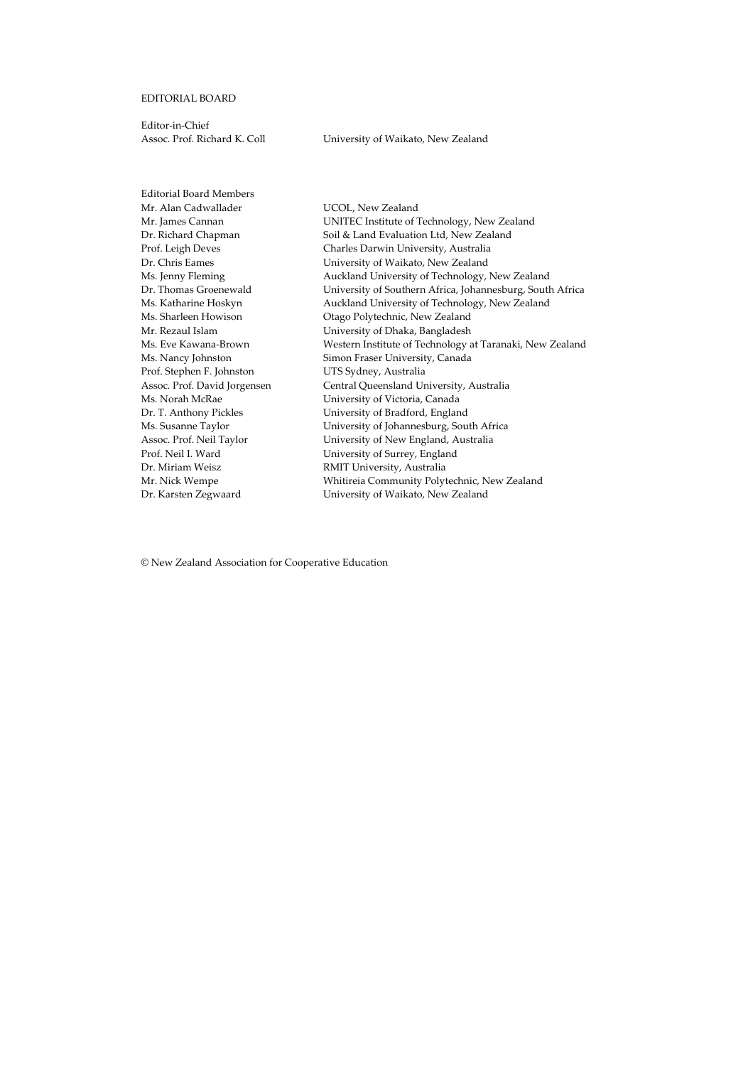EDITORIAL BOARD

| | |
|---|---|
| Editor-in-Chief | |
| Assoc. Prof. Richard K. Coll | University of Waikato, New Zealand |

| | |
|---|---|
| Editorial Board Members | |
| Mr. Alan Cadwallader | UCOL, New Zealand |
| Mr. James Cannan | UNITEC Institute of Technology, New Zealand |
| Dr. Richard Chapman | Soil & Land Evaluation Ltd, New Zealand |
| Prof. Leigh Deves | Charles Darwin University, Australia |
| Dr. Chris Eames | University of Waikato, New Zealand |
| Ms. Jenny Fleming | Auckland University of Technology, New Zealand |
| Dr. Thomas Groenewald | University of Southern Africa, Johannesburg, South Africa |
| Ms. Katharine Hoskyn | Auckland University of Technology, New Zealand |
| Ms. Sharleen Howison | Otago Polytechnic, New Zealand |
| Mr. Rezaul Islam | University of Dhaka, Bangladesh |
| Ms. Eve Kawana-Brown | Western Institute of Technology at Taranaki, New Zealand |
| Ms. Nancy Johnston | Simon Fraser University, Canada |
| Prof. Stephen F. Johnston | UTS Sydney, Australia |
| Assoc. Prof. David Jorgensen | Central Queensland University, Australia |
| Ms. Norah McRae | University of Victoria, Canada |
| Dr. T. Anthony Pickles | University of Bradford, England |
| Ms. Susanne Taylor | University of Johannesburg, South Africa |
| Assoc. Prof. Neil Taylor | University of New England, Australia |
| Prof. Neil I. Ward | University of Surrey, England |
| Dr. Miriam Weisz | RMIT University, Australia |
| Mr. Nick Wempe | Whitireia Community Polytechnic, New Zealand |
| Dr. Karsten Zegwaard | University of Waikato, New Zealand |

© New Zealand Association for Cooperative Education